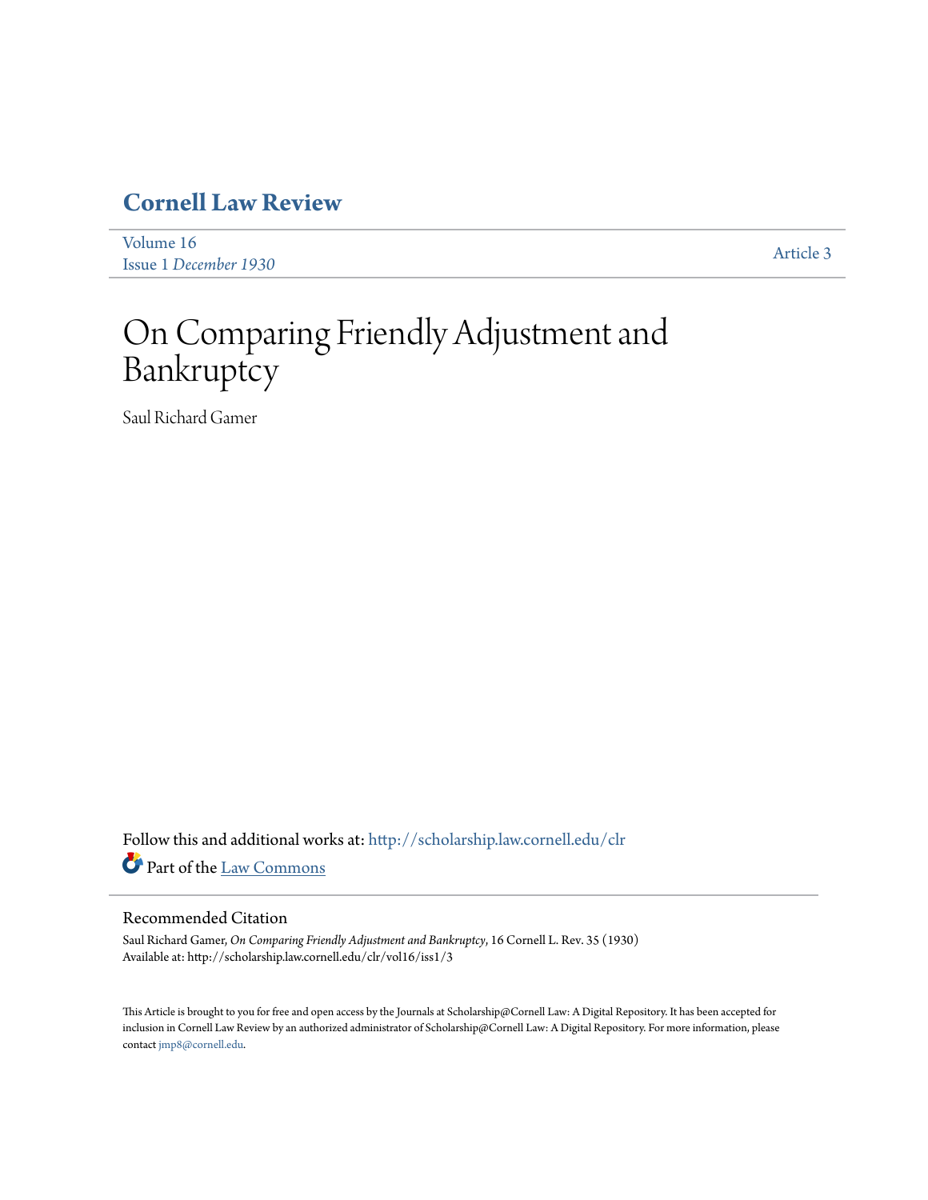# Cornell Law Review

Volume 16
Issue 1 *December 1930*

Article 3

# On Comparing Friendly Adjustment and Bankruptcy

Saul Richard Gamer

Follow this and additional works at: http://scholarship.law.cornell.edu/clr

Part of the Law Commons

## Recommended Citation

Saul Richard Gamer, *On Comparing Friendly Adjustment and Bankruptcy*, 16 Cornell L. Rev. 35 (1930)
Available at: http://scholarship.law.cornell.edu/clr/vol16/iss1/3

This Article is brought to you for free and open access by the Journals at Scholarship@Cornell Law: A Digital Repository. It has been accepted for inclusion in Cornell Law Review by an authorized administrator of Scholarship@Cornell Law: A Digital Repository. For more information, please contact jmp8@cornell.edu.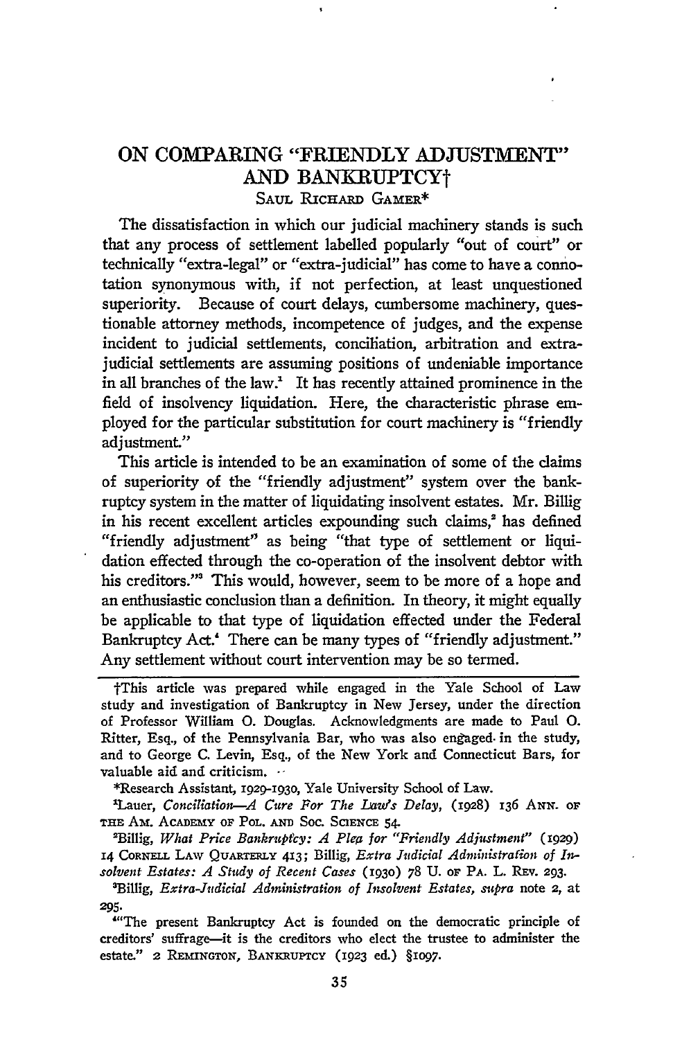# ON COMPARING "FRIENDLY ADJUSTMENT" AND BANKRUPTCY†

SAUL RICHARD GAMER*

The dissatisfaction in which our judicial machinery stands is such that any process of settlement labelled popularly "out of court" or technically "extra-legal" or "extra-judicial" has come to have a connotation synonymous with, if not perfection, at least unquestioned superiority. Because of court delays, cumbersome machinery, questionable attorney methods, incompetence of judges, and the expense incident to judicial settlements, conciliation, arbitration and extra-judicial settlements are assuming positions of undeniable importance in all branches of the law.[1] It has recently attained prominence in the field of insolvency liquidation. Here, the characteristic phrase employed for the particular substitution for court machinery is "friendly adjustment."

This article is intended to be an examination of some of the claims of superiority of the "friendly adjustment" system over the bankruptcy system in the matter of liquidating insolvent estates. Mr. Billig in his recent excellent articles expounding such claims,[2] has defined "friendly adjustment" as being "that type of settlement or liquidation effected through the co-operation of the insolvent debtor with his creditors."[3] This would, however, seem to be more of a hope and an enthusiastic conclusion than a definition. In theory, it might equally be applicable to that type of liquidation effected under the Federal Bankruptcy Act.[4] There can be many types of "friendly adjustment." Any settlement without court intervention may be so termed.

---

†This article was prepared while engaged in the Yale School of Law study and investigation of Bankruptcy in New Jersey, under the direction of Professor William O. Douglas. Acknowledgments are made to Paul O. Ritter, Esq., of the Pennsylvania Bar, who was also engaged in the study, and to George C. Levin, Esq., of the New York and Connecticut Bars, for valuable aid and criticism.

*Research Assistant, 1929-1930, Yale University School of Law.

[1]Lauer, *Conciliation—A Cure For The Law's Delay*, (1928) 136 ANN. OF THE AM. ACADEMY OF POL. AND SOC. SCIENCE 54.

[2]Billig, *What Price Bankruptcy: A Plea for "Friendly Adjustment"* (1929) 14 CORNELL LAW QUARTERLY 413; Billig, *Extra Judicial Administration of Insolvent Estates: A Study of Recent Cases* (1930) 78 U. OF PA. L. REV. 293.

[3]Billig, *Extra-Judicial Administration of Insolvent Estates*, *supra* note 2, at 295.

[4]"The present Bankruptcy Act is founded on the democratic principle of creditors' suffrage—it is the creditors who elect the trustee to administer the estate." 2 REMINGTON, BANKRUPTCY (1923 ed.) §1097.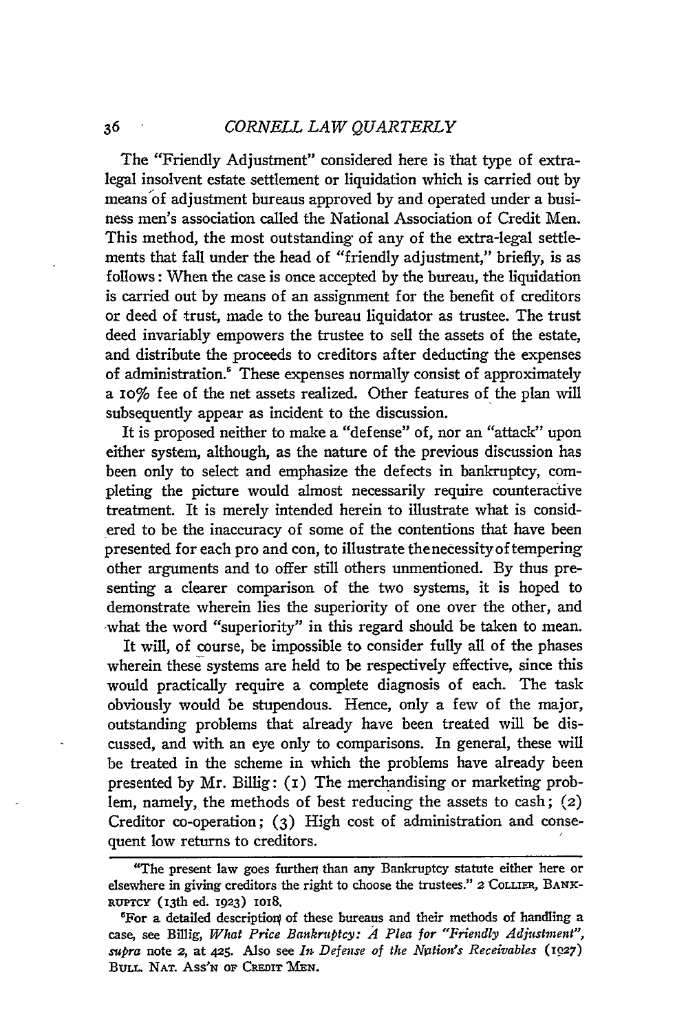The "Friendly Adjustment" considered here is that type of extra-legal insolvent estate settlement or liquidation which is carried out by means of adjustment bureaus approved by and operated under a business men's association called the National Association of Credit Men. This method, the most outstanding of any of the extra-legal settlements that fall under the head of "friendly adjustment," briefly, is as follows: When the case is once accepted by the bureau, the liquidation is carried out by means of an assignment for the benefit of creditors or deed of trust, made to the bureau liquidator as trustee. The trust deed invariably empowers the trustee to sell the assets of the estate, and distribute the proceeds to creditors after deducting the expenses of administration.[5] These expenses normally consist of approximately a 10% fee of the net assets realized. Other features of the plan will subsequently appear as incident to the discussion.

It is proposed neither to make a "defense" of, nor an "attack" upon either system, although, as the nature of the previous discussion has been only to select and emphasize the defects in bankruptcy, completing the picture would almost necessarily require counteractive treatment. It is merely intended herein to illustrate what is considered to be the inaccuracy of some of the contentions that have been presented for each pro and con, to illustrate the necessity of tempering other arguments and to offer still others unmentioned. By thus presenting a clearer comparison of the two systems, it is hoped to demonstrate wherein lies the superiority of one over the other, and what the word "superiority" in this regard should be taken to mean.

It will, of course, be impossible to consider fully all of the phases wherein these systems are held to be respectively effective, since this would practically require a complete diagnosis of each. The task obviously would be stupendous. Hence, only a few of the major, outstanding problems that already have been treated will be discussed, and with an eye only to comparisons. In general, these will be treated in the scheme in which the problems have already been presented by Mr. Billig: (1) The merchandising or marketing problem, namely, the methods of best reducing the assets to cash; (2) Creditor co-operation; (3) High cost of administration and consequent low returns to creditors.

---

"The present law goes further than any Bankruptcy statute either here or elsewhere in giving creditors the right to choose the trustees." 2 COLLIER, BANKRUPTCY (13th ed. 1923) 1018.

[5]For a detailed description of these bureaus and their methods of handling a case, see Billig, *What Price Bankruptcy: A Plea for "Friendly Adjustment"*, *supra* note 2, at 425. Also see *In Defense of the Nation's Receivables* (1927) BULL. NAT. ASS'N OF CREDIT MEN.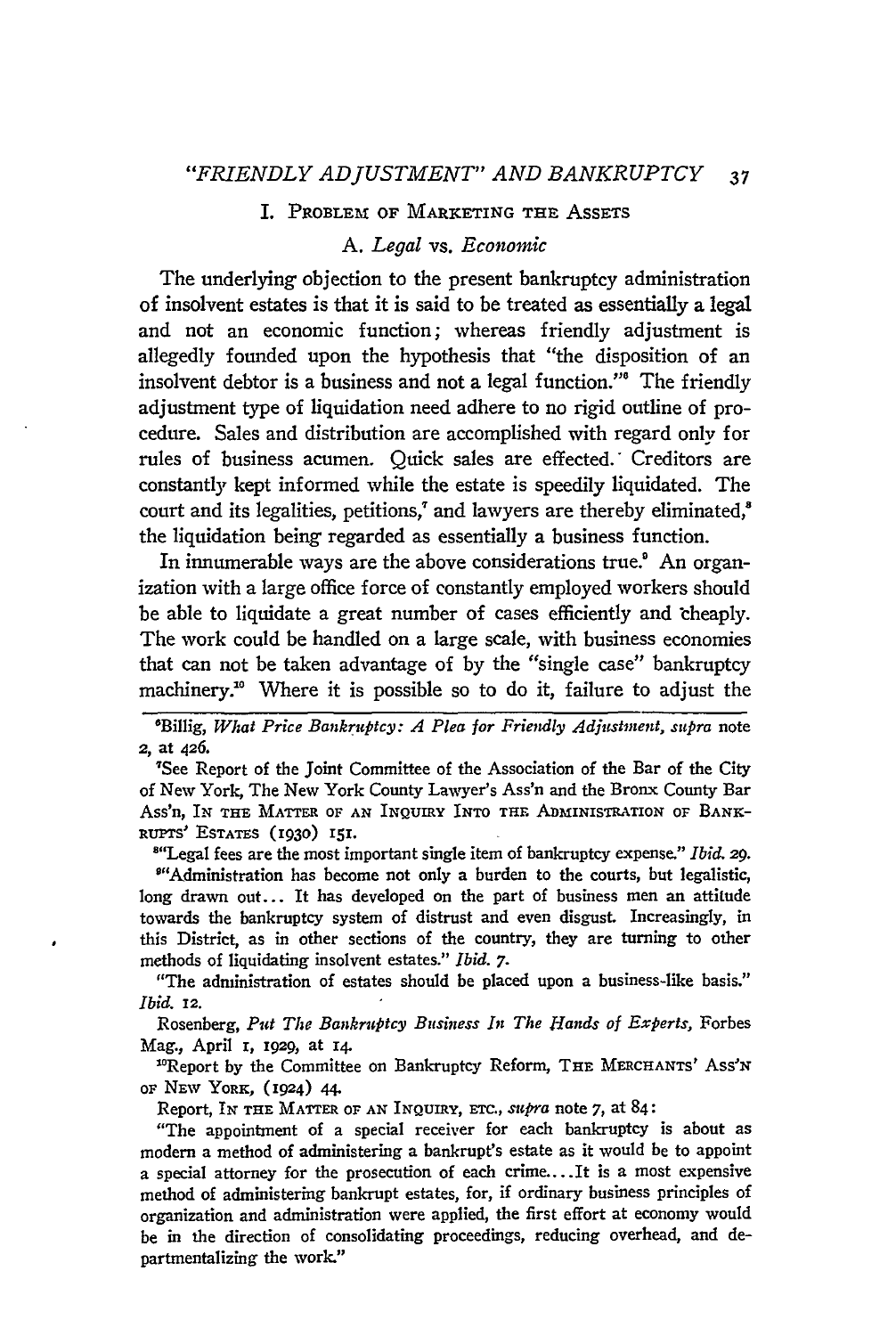## I. Problem of Marketing the Assets

### A. *Legal* vs. *Economic*

The underlying objection to the present bankruptcy administration of insolvent estates is that it is said to be treated as essentially a legal and not an economic function; whereas friendly adjustment is allegedly founded upon the hypothesis that "the disposition of an insolvent debtor is a business and not a legal function."[6] The friendly adjustment type of liquidation need adhere to no rigid outline of procedure. Sales and distribution are accomplished with regard only for rules of business acumen. Quick sales are effected. Creditors are constantly kept informed while the estate is speedily liquidated. The court and its legalities, petitions,[7] and lawyers are thereby eliminated,[8] the liquidation being regarded as essentially a business function.

In innumerable ways are the above considerations true.[9] An organization with a large office force of constantly employed workers should be able to liquidate a great number of cases efficiently and cheaply. The work could be handled on a large scale, with business economies that can not be taken advantage of by the "single case" bankruptcy machinery.[10] Where it is possible so to do it, failure to adjust the

---

[6]Billig, *What Price Bankruptcy: A Plea for Friendly Adjustment*, *supra* note 2, at 426.

[7]See Report of the Joint Committee of the Association of the Bar of the City of New York, The New York County Lawyer's Ass'n and the Bronx County Bar Ass'n, In the Matter of an Inquiry Into the Administration of Bankrupts' Estates (1930) 151.

[8]"Legal fees are the most important single item of bankruptcy expense." *Ibid.* 29.

[9]"Administration has become not only a burden to the courts, but legalistic, long drawn out... It has developed on the part of business men an attitude towards the bankruptcy system of distrust and even disgust. Increasingly, in this District, as in other sections of the country, they are turning to other methods of liquidating insolvent estates." *Ibid.* 7.

"The administration of estates should be placed upon a business-like basis." *Ibid.* 12.

Rosenberg, *Put The Bankruptcy Business In The Hands of Experts*, Forbes Mag., April 1, 1929, at 14.

[10]Report by the Committee on Bankruptcy Reform, The Merchants' Ass'n of New York, (1924) 44.

Report, In the Matter of an Inquiry, etc., *supra* note 7, at 84:

"The appointment of a special receiver for each bankruptcy is about as modern a method of administering a bankrupt's estate as it would be to appoint a special attorney for the prosecution of each crime....It is a most expensive method of administering bankrupt estates, for, if ordinary business principles of organization and administration were applied, the first effort at economy would be in the direction of consolidating proceedings, reducing overhead, and departmentalizing the work."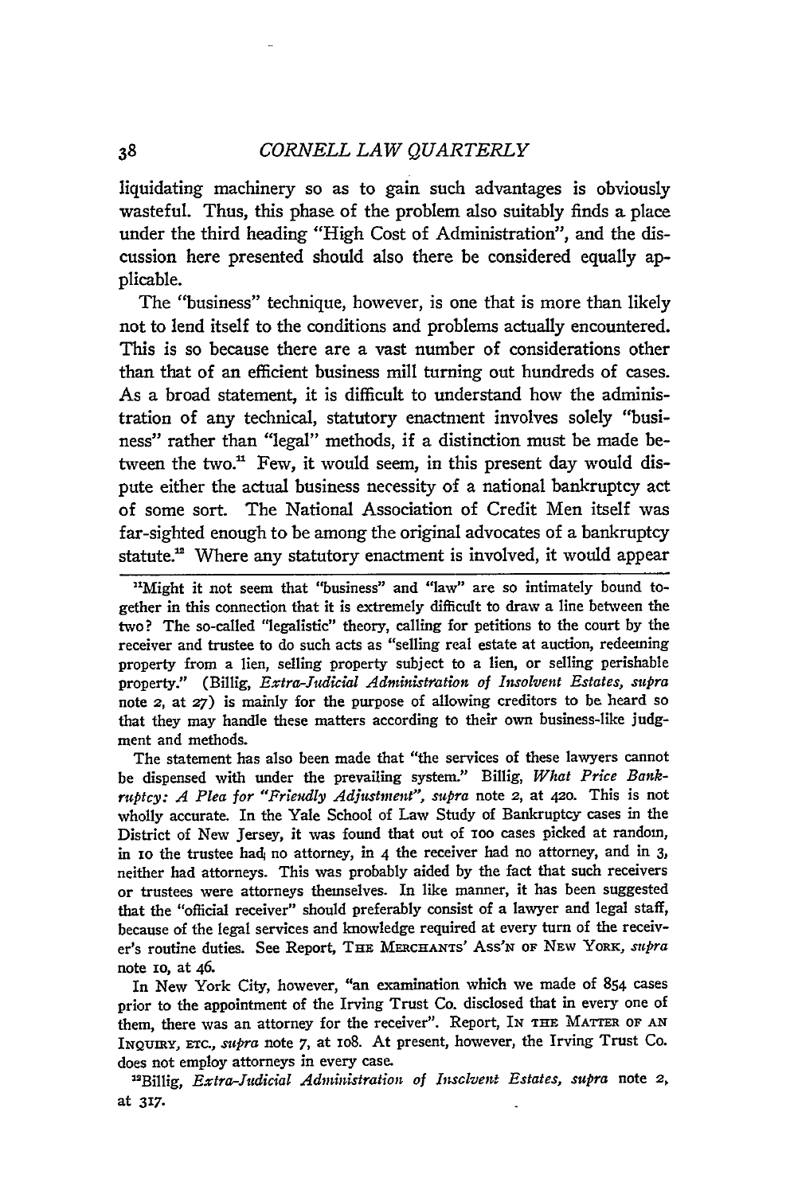liquidating machinery so as to gain such advantages is obviously wasteful. Thus, this phase of the problem also suitably finds a place under the third heading "High Cost of Administration", and the discussion here presented should also there be considered equally applicable.

The "business" technique, however, is one that is more than likely not to lend itself to the conditions and problems actually encountered. This is so because there are a vast number of considerations other than that of an efficient business mill turning out hundreds of cases. As a broad statement, it is difficult to understand how the administration of any technical, statutory enactment involves solely "business" rather than "legal" methods, if a distinction must be made between the two.[11] Few, it would seem, in this present day would dispute either the actual business necessity of a national bankruptcy act of some sort. The National Association of Credit Men itself was far-sighted enough to be among the original advocates of a bankruptcy statute.[12] Where any statutory enactment is involved, it would appear

---

[11]Might it not seem that "business" and "law" are so intimately bound together in this connection that it is extremely difficult to draw a line between the two? The so-called "legalistic" theory, calling for petitions to the court by the receiver and trustee to do such acts as "selling real estate at auction, redeeming property from a lien, selling property subject to a lien, or selling perishable property." (Billig, *Extra-Judicial Administration of Insolvent Estates*, *supra* note 2, at 27) is mainly for the purpose of allowing creditors to be heard so that they may handle these matters according to their own business-like judgment and methods.

The statement has also been made that "the services of these lawyers cannot be dispensed with under the prevailing system." Billig, *What Price Bankruptcy: A Plea for "Friendly Adjustment"*, *supra* note 2, at 420. This is not wholly accurate. In the Yale School of Law Study of Bankruptcy cases in the District of New Jersey, it was found that out of 100 cases picked at random, in 10 the trustee had no attorney, in 4 the receiver had no attorney, and in 3, neither had attorneys. This was probably aided by the fact that such receivers or trustees were attorneys themselves. In like manner, it has been suggested that the "official receiver" should preferably consist of a lawyer and legal staff, because of the legal services and knowledge required at every turn of the receiver's routine duties. See Report, THE MERCHANTS' ASS'N OF NEW YORK, *supra* note 10, at 46.

In New York City, however, "an examination which we made of 854 cases prior to the appointment of the Irving Trust Co. disclosed that in every one of them, there was an attorney for the receiver". Report, IN THE MATTER OF AN INQUIRY, ETC., *supra* note 7, at 108. At present, however, the Irving Trust Co. does not employ attorneys in every case.

[12]Billig, *Extra-Judicial Administration of Insolvent Estates*, *supra* note 2, at 317.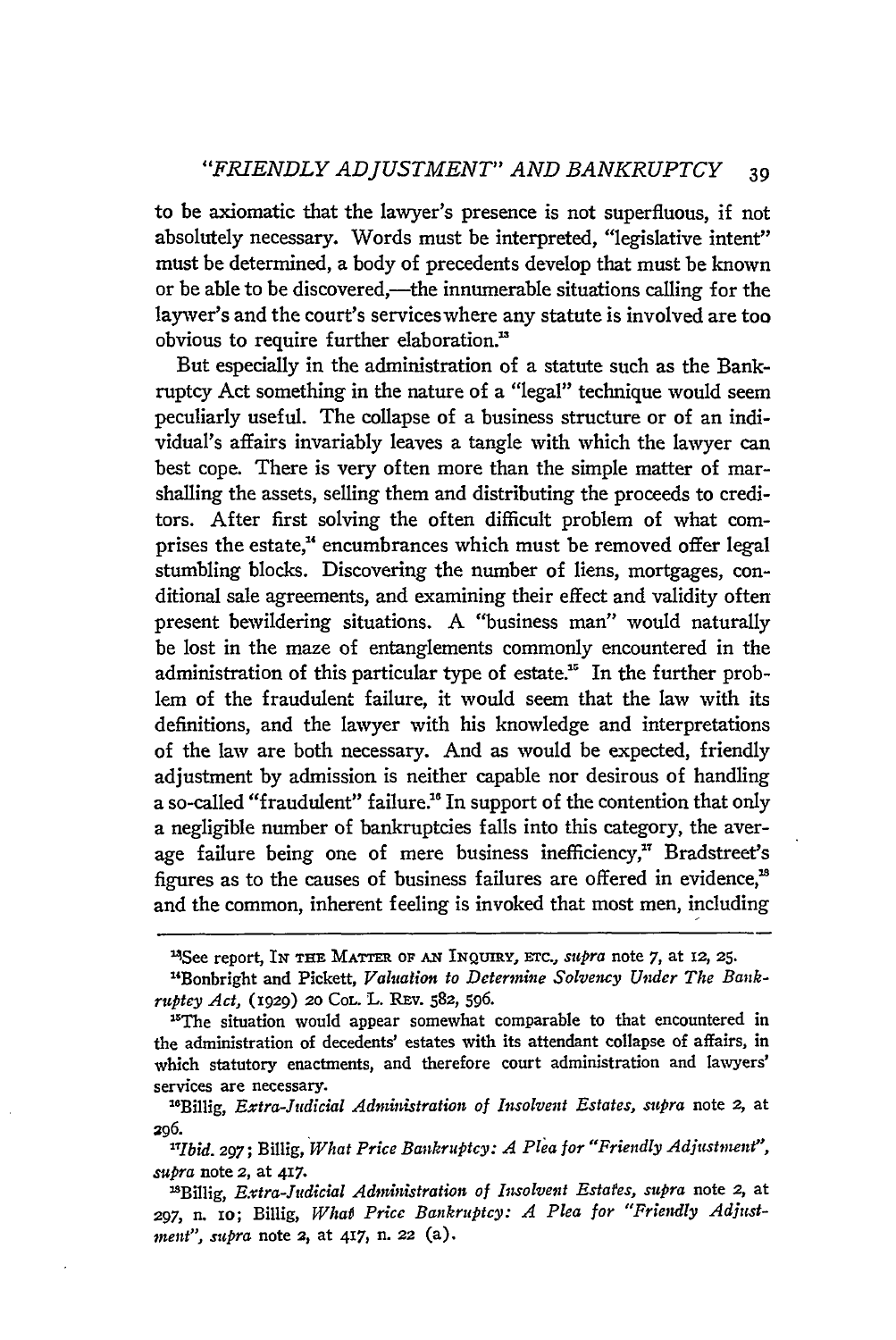to be axiomatic that the lawyer's presence is not superfluous, if not absolutely necessary. Words must be interpreted, "legislative intent" must be determined, a body of precedents develop that must be known or be able to be discovered,—the innumerable situations calling for the laywer's and the court's services where any statute is involved are too obvious to require further elaboration.[13]

But especially in the administration of a statute such as the Bankruptcy Act something in the nature of a "legal" technique would seem peculiarly useful. The collapse of a business structure or of an individual's affairs invariably leaves a tangle with which the lawyer can best cope. There is very often more than the simple matter of marshalling the assets, selling them and distributing the proceeds to creditors. After first solving the often difficult problem of what comprises the estate,[14] encumbrances which must be removed offer legal stumbling blocks. Discovering the number of liens, mortgages, conditional sale agreements, and examining their effect and validity often present bewildering situations. A "business man" would naturally be lost in the maze of entanglements commonly encountered in the administration of this particular type of estate.[15] In the further problem of the fraudulent failure, it would seem that the law with its definitions, and the lawyer with his knowledge and interpretations of the law are both necessary. And as would be expected, friendly adjustment by admission is neither capable nor desirous of handling a so-called "fraudulent" failure.[16] In support of the contention that only a negligible number of bankruptcies falls into this category, the average failure being one of mere business inefficiency,[17] Bradstreet's figures as to the causes of business failures are offered in evidence,[18] and the common, inherent feeling is invoked that most men, including

---

[13]See report, IN THE MATTER OF AN INQUIRY, ETC., *supra* note 7, at 12, 25.

[14]Bonbright and Pickett, *Valuation to Determine Solvency Under The Bankruptcy Act*, (1929) 20 COL. L. REV. 582, 596.

[15]The situation would appear somewhat comparable to that encountered in the administration of decedents' estates with its attendant collapse of affairs, in which statutory enactments, and therefore court administration and lawyers' services are necessary.

[16]Billig, *Extra-Judicial Administration of Insolvent Estates*, *supra* note 2, at 296.

[17]*Ibid.* 297; Billig, *What Price Bankruptcy: A Plea for "Friendly Adjustment"*, *supra* note 2, at 417.

[18]Billig, *Extra-Judicial Administration of Insolvent Estates*, *supra* note 2, at 297, n. 10; Billig, *What Price Bankruptcy: A Plea for "Friendly Adjustment"*, *supra* note 2, at 417, n. 22 (a).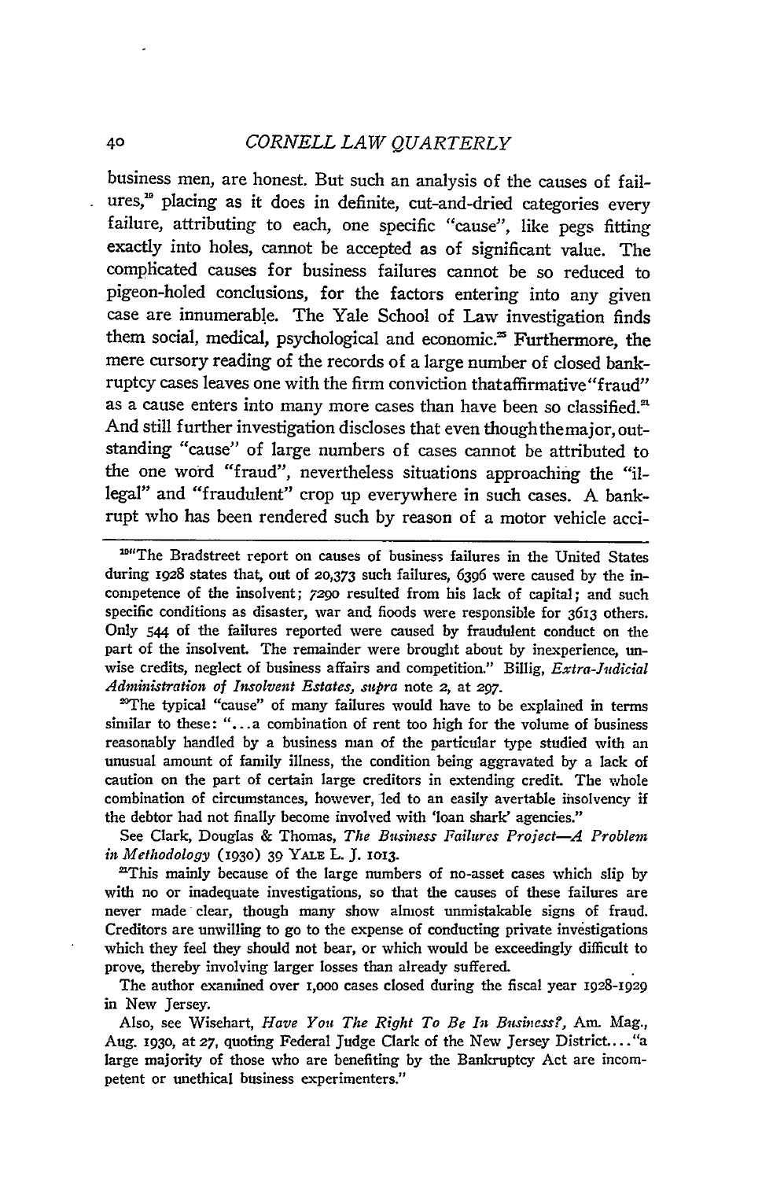business men, are honest. But such an analysis of the causes of failures,[19] placing as it does in definite, cut-and-dried categories every failure, attributing to each, one specific "cause", like pegs fitting exactly into holes, cannot be accepted as of significant value. The complicated causes for business failures cannot be so reduced to pigeon-holed conclusions, for the factors entering into any given case are innumerable. The Yale School of Law investigation finds them social, medical, psychological and economic.[20] Furthermore, the mere cursory reading of the records of a large number of closed bankruptcy cases leaves one with the firm conviction that affirmative "fraud" as a cause enters into many more cases than have been so classified.[21] And still further investigation discloses that even though the major, outstanding "cause" of large numbers of cases cannot be attributed to the one word "fraud", nevertheless situations approaching the "illegal" and "fraudulent" crop up everywhere in such cases. A bankrupt who has been rendered such by reason of a motor vehicle acci-

---

[19] "The Bradstreet report on causes of business failures in the United States during 1928 states that, out of 20,373 such failures, 6396 were caused by the incompetence of the insolvent; 7290 resulted from his lack of capital; and such specific conditions as disaster, war and floods were responsible for 3613 others. Only 544 of the failures reported were caused by fraudulent conduct on the part of the insolvent. The remainder were brought about by inexperience, unwise credits, neglect of business affairs and competition." Billig, *Extra-Judicial Administration of Insolvent Estates, supra* note 2, at 297.

[20] The typical "cause" of many failures would have to be explained in terms similar to these: "...a combination of rent too high for the volume of business reasonably handled by a business man of the particular type studied with an unusual amount of family illness, the condition being aggravated by a lack of caution on the part of certain large creditors in extending credit. The whole combination of circumstances, however, led to an easily avertable insolvency if the debtor had not finally become involved with 'loan shark' agencies."

See Clark, Douglas & Thomas, *The Business Failures Project—A Problem in Methodology* (1930) 39 YALE L. J. 1013.

[21] This mainly because of the large numbers of no-asset cases which slip by with no or inadequate investigations, so that the causes of these failures are never made clear, though many show almost unmistakable signs of fraud. Creditors are unwilling to go to the expense of conducting private investigations which they feel they should not bear, or which would be exceedingly difficult to prove, thereby involving larger losses than already suffered.

The author examined over 1,000 cases closed during the fiscal year 1928-1929 in New Jersey.

Also, see Wisehart, *Have You The Right To Be In Business?*, Am. Mag., Aug. 1930, at 27, quoting Federal Judge Clark of the New Jersey District...."a large majority of those who are benefiting by the Bankruptcy Act are incompetent or unethical business experimenters."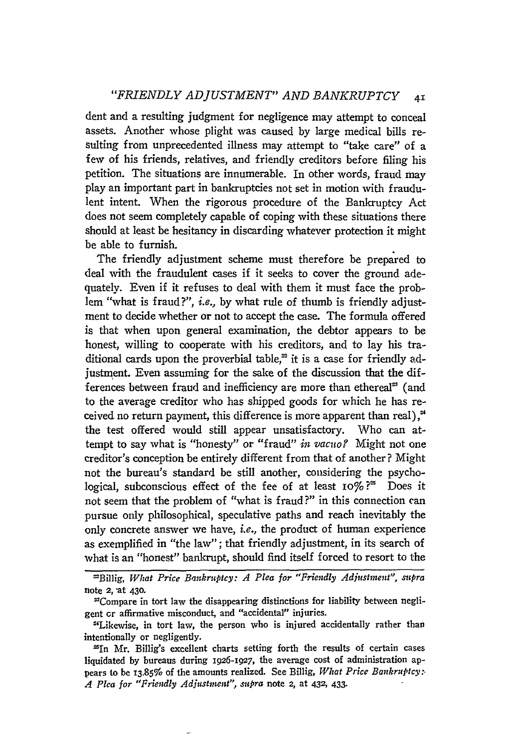dent and a resulting judgment for negligence may attempt to conceal assets. Another whose plight was caused by large medical bills resulting from unprecedented illness may attempt to "take care" of a few of his friends, relatives, and friendly creditors before filing his petition. The situations are innumerable. In other words, fraud may play an important part in bankruptcies not set in motion with fraudulent intent. When the rigorous procedure of the Bankruptcy Act does not seem completely capable of coping with these situations there should at least be hesitancy in discarding whatever protection it might be able to furnish.

The friendly adjustment scheme must therefore be prepared to deal with the fraudulent cases if it seeks to cover the ground adequately. Even if it refuses to deal with them it must face the problem "what is fraud?", *i.e.*, by what rule of thumb is friendly adjustment to decide whether or not to accept the case. The formula offered is that when upon general examination, the debtor appears to be honest, willing to cooperate with his creditors, and to lay his traditional cards upon the proverbial table,[22] it is a case for friendly adjustment. Even assuming for the sake of the discussion that the differences between fraud and inefficiency are more than ethereal[23] (and to the average creditor who has shipped goods for which he has received no return payment, this difference is more apparent than real),[24] the test offered would still appear unsatisfactory. Who can attempt to say what is "honesty" or "fraud" *in vacuo?* Might not one creditor's conception be entirely different from that of another? Might not the bureau's standard be still another, considering the psychological, subconscious effect of the fee of at least 10%?[25] Does it not seem that the problem of "what is fraud?" in this connection can pursue only philosophical, speculative paths and reach inevitably the only concrete answer we have, *i.e.*, the product of human experience as exemplified in "the law"; that friendly adjustment, in its search of what is an "honest" bankrupt, should find itself forced to resort to the

---

[22] Billig, *What Price Bankruptcy: A Plea for "Friendly Adjustment"*, *supra* note 2, at 430.

[23] Compare in tort law the disappearing distinctions for liability between negligent or affirmative misconduct, and "accidental" injuries.

[24] Likewise, in tort law, the person who is injured accidentally rather than intentionally or negligently.

[25] In Mr. Billig's excellent charts setting forth the results of certain cases liquidated by bureaus during 1926-1927, the average cost of administration appears to be 13.85% of the amounts realized. See Billig, *What Price Bankruptcy: A Plea for "Friendly Adjustment"*, *supra* note 2, at 432, 433.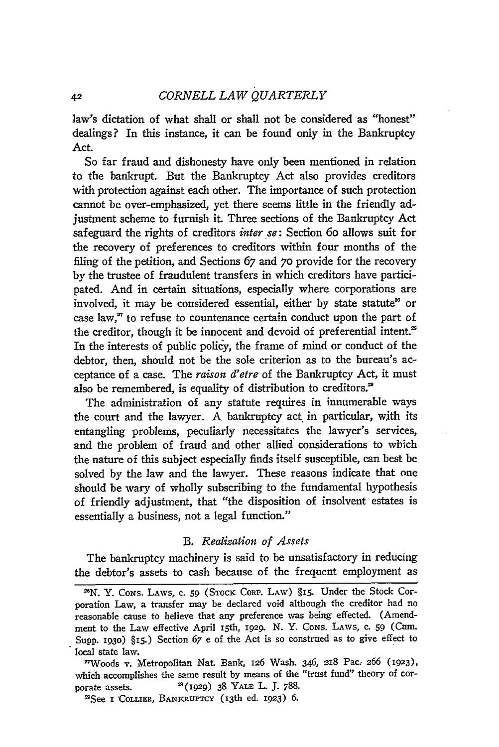law's dictation of what shall or shall not be considered as "honest" dealings? In this instance, it can be found only in the Bankruptcy Act.

So far fraud and dishonesty have only been mentioned in relation to the bankrupt. But the Bankruptcy Act also provides creditors with protection against each other. The importance of such protection cannot be over-emphasized, yet there seems little in the friendly adjustment scheme to furnish it. Three sections of the Bankruptcy Act safeguard the rights of creditors *inter se*: Section 60 allows suit for the recovery of preferences to creditors within four months of the filing of the petition, and Sections 67 and 70 provide for the recovery by the trustee of fraudulent transfers in which creditors have participated. And in certain situations, especially where corporations are involved, it may be considered essential, either by state statute[26] or case law,[27] to refuse to countenance certain conduct upon the part of the creditor, though it be innocent and devoid of preferential intent.[28] In the interests of public policy, the frame of mind or conduct of the debtor, then, should not be the sole criterion as to the bureau's acceptance of a case. The *raison d'etre* of the Bankruptcy Act, it must also be remembered, is equality of distribution to creditors.[29]

The administration of any statute requires in innumerable ways the court and the lawyer. A bankruptcy act in particular, with its entangling problems, peculiarly necessitates the lawyer's services, and the problem of fraud and other allied considerations to which the nature of this subject especially finds itself susceptible, can best be solved by the law and the lawyer. These reasons indicate that one should be wary of wholly subscribing to the fundamental hypothesis of friendly adjustment, that "the disposition of insolvent estates is essentially a business, not a legal function."

### B. *Realization of Assets*

The bankruptcy machinery is said to be unsatisfactory in reducing the debtor's assets to cash because of the frequent employment as

---

[26] N. Y. Cons. Laws, c. 59 (Stock Corp. Law) §15. Under the Stock Corporation Law, a transfer may be declared void although the creditor had no reasonable cause to believe that any preference was being effected. (Amendment to the Law effective April 15th, 1929. N. Y. Cons. Laws, c. 59 (Cum. Supp. 1930) §15.) Section 67 e of the Act is so construed as to give effect to local state law.

[27] Woods v. Metropolitan Nat. Bank, 126 Wash. 346, 218 Pac. 266 (1923), which accomplishes the same result by means of the "trust fund" theory of corporate assets.

[28] (1929) 38 Yale L. J. 788.

[29] See 1 Collier, Bankruptcy (13th ed. 1923) 6.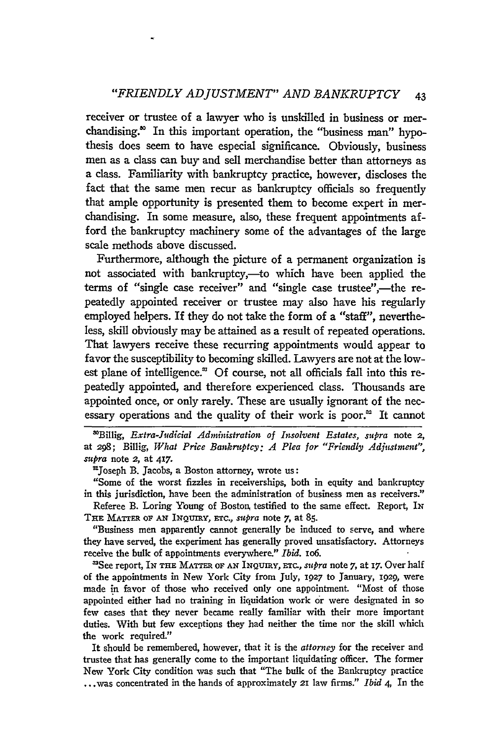receiver or trustee of a lawyer who is unskilled in business or merchandising.[30] In this important operation, the "business man" hypothesis does seem to have especial significance. Obviously, business men as a class can buy and sell merchandise better than attorneys as a class. Familiarity with bankruptcy practice, however, discloses the fact that the same men recur as bankruptcy officials so frequently that ample opportunity is presented them to become expert in merchandising. In some measure, also, these frequent appointments afford the bankruptcy machinery some of the advantages of the large scale methods above discussed.

Furthermore, although the picture of a permanent organization is not associated with bankruptcy,—to which have been applied the terms of "single case receiver" and "single case trustee",—the repeatedly appointed receiver or trustee may also have his regularly employed helpers. If they do not take the form of a "staff", nevertheless, skill obviously may be attained as a result of repeated operations. That lawyers receive these recurring appointments would appear to favor the susceptibility to becoming skilled. Lawyers are not at the lowest plane of intelligence.[31] Of course, not all officials fall into this repeatedly appointed, and therefore experienced class. Thousands are appointed once, or only rarely. These are usually ignorant of the necessary operations and the quality of their work is poor.[32] It cannot

---

[30] Billig, *Extra-Judicial Administration of Insolvent Estates*, *supra* note 2, at 298; Billig, *What Price Bankruptcy: A Plea for "Friendly Adjustment"*, *supra* note 2, at 417.

[31] Joseph B. Jacobs, a Boston attorney, wrote us:

"Some of the worst fizzles in receiverships, both in equity and bankruptcy in this jurisdiction, have been the administration of business men as receivers."

Referee B. Loring Young of Boston, testified to the same effect. Report, In the Matter of an Inquiry, etc., *supra* note 7, at 85.

"Business men apparently cannot generally be induced to serve, and where they have served, the experiment has generally proved unsatisfactory. Attorneys receive the bulk of appointments everywhere." *Ibid.* 106.

[32] See report, In the Matter of an Inquiry, etc., *supra* note 7, at 17. Over half of the appointments in New York City from July, 1927 to January, 1929, were made in favor of those who received only one appointment. "Most of those appointed either had no training in liquidation work or were designated in so few cases that they never became really familiar with their more important duties. With but few exceptions they had neither the time nor the skill which the work required."

It should be remembered, however, that it is the *attorney* for the receiver and trustee that has generally come to the important liquidating officer. The former New York City condition was such that "The bulk of the Bankruptcy practice ...was concentrated in the hands of approximately 21 law firms." *Ibid* 4. In the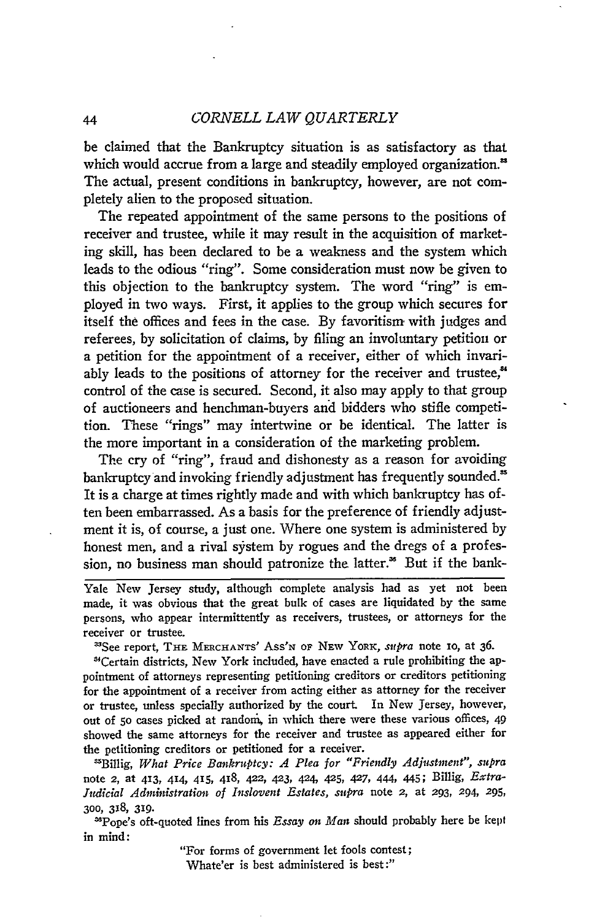be claimed that the Bankruptcy situation is as satisfactory as that which would accrue from a large and steadily employed organization.[33] The actual, present conditions in bankruptcy, however, are not completely alien to the proposed situation.

The repeated appointment of the same persons to the positions of receiver and trustee, while it may result in the acquisition of marketing skill, has been declared to be a weakness and the system which leads to the odious "ring". Some consideration must now be given to this objection to the bankruptcy system. The word "ring" is employed in two ways. First, it applies to the group which secures for itself the offices and fees in the case. By favoritism with judges and referees, by solicitation of claims, by filing an involuntary petition or a petition for the appointment of a receiver, either of which invariably leads to the positions of attorney for the receiver and trustee,[34] control of the case is secured. Second, it also may apply to that group of auctioneers and henchman-buyers and bidders who stifle competition. These "rings" may intertwine or be identical. The latter is the more important in a consideration of the marketing problem.

The cry of "ring", fraud and dishonesty as a reason for avoiding bankruptcy and invoking friendly adjustment has frequently sounded.[35] It is a charge at times rightly made and with which bankruptcy has often been embarrassed. As a basis for the preference of friendly adjustment it is, of course, a just one. Where one system is administered by honest men, and a rival system by rogues and the dregs of a profession, no business man should patronize the latter.[36] But if the bank-

---

Yale New Jersey study, although complete analysis had as yet not been made, it was obvious that the great bulk of cases are liquidated by the same persons, who appear intermittently as receivers, trustees, or attorneys for the receiver or trustee.

[33]See report, THE MERCHANTS' ASS'N OF NEW YORK, *supra* note 10, at 36.

[34]Certain districts, New York included, have enacted a rule prohibiting the appointment of attorneys representing petitioning creditors or creditors petitioning for the appointment of a receiver from acting either as attorney for the receiver or trustee, unless specially authorized by the court. In New Jersey, however, out of 50 cases picked at random, in which there were these various offices, 49 showed the same attorneys for the receiver and trustee as appeared either for the petitioning creditors or petitioned for a receiver.

[35]Billig, *What Price Bankruptcy: A Plea for "Friendly Adjustment"*, *supra* note 2, at 413, 414, 415, 418, 422, 423, 424, 425, 427, 444, 445; Billig, *Extra-Judicial Administration of Inslovent Estates*, *supra* note 2, at 293, 294, 295, 300, 318, 319.

[36]Pope's oft-quoted lines from his *Essay on Man* should probably here be kept in mind:

> "For forms of government let fools contest;
> Whate'er is best administered is best:"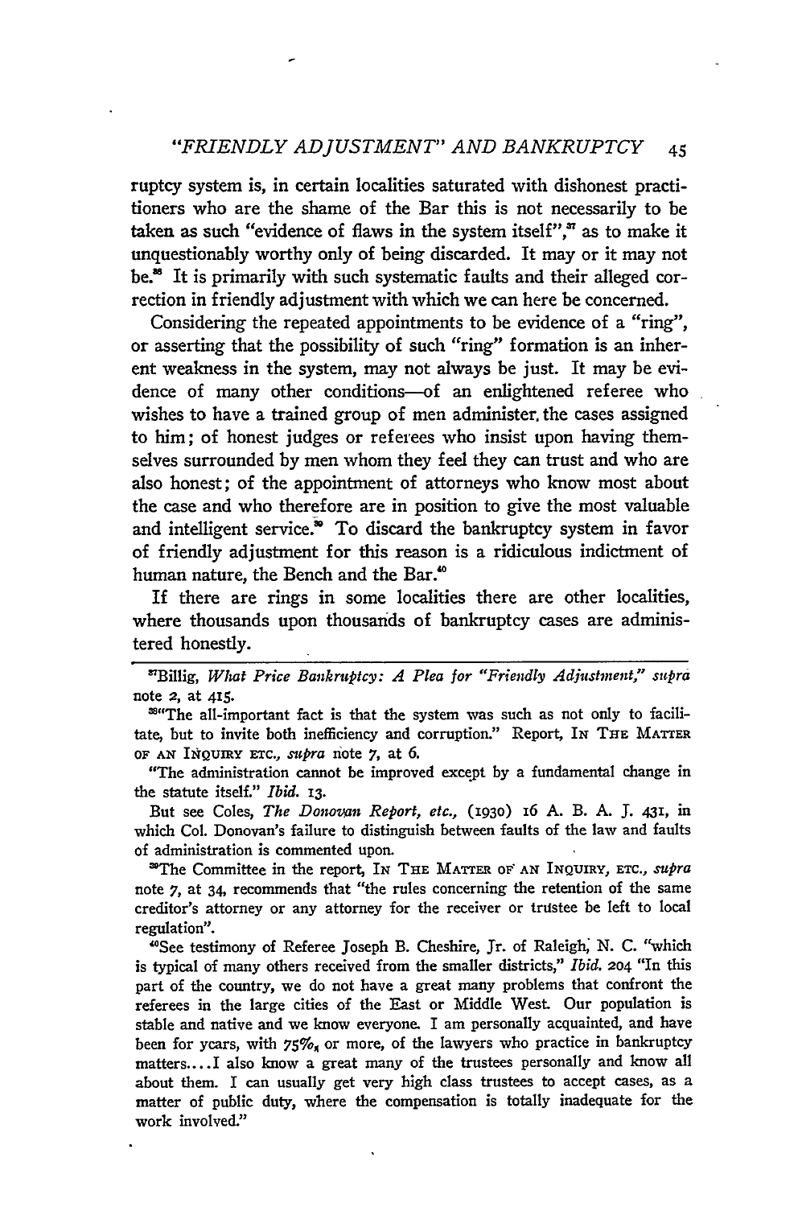ruptcy system is, in certain localities saturated with dishonest practitioners who are the shame of the Bar this is not necessarily to be taken as such "evidence of flaws in the system itself",[37] as to make it unquestionably worthy only of being discarded. It may or it may not be.[38] It is primarily with such systematic faults and their alleged correction in friendly adjustment with which we can here be concerned.

Considering the repeated appointments to be evidence of a "ring", or asserting that the possibility of such "ring" formation is an inherent weakness in the system, may not always be just. It may be evidence of many other conditions—of an enlightened referee who wishes to have a trained group of men administer the cases assigned to him; of honest judges or referees who insist upon having themselves surrounded by men whom they feel they can trust and who are also honest; of the appointment of attorneys who know most about the case and who therefore are in position to give the most valuable and intelligent service.[39] To discard the bankruptcy system in favor of friendly adjustment for this reason is a ridiculous indictment of human nature, the Bench and the Bar.[40]

If there are rings in some localities there are other localities, where thousands upon thousands of bankruptcy cases are administered honestly.

---

[37] Billig, *What Price Bankruptcy: A Plea for "Friendly Adjustment," supra* note 2, at 415.

[38] "The all-important fact is that the system was such as not only to facilitate, but to invite both inefficiency and corruption." Report, IN THE MATTER OF AN INQUIRY ETC., *supra* note 7, at 6.

"The administration cannot be improved except by a fundamental change in the statute itself." *Ibid.* 13.

But see Coles, *The Donovan Report, etc.,* (1930) 16 A. B. A. J. 431, in which Col. Donovan's failure to distinguish between faults of the law and faults of administration is commented upon.

[39] The Committee in the report, IN THE MATTER OF AN INQUIRY, ETC., *supra* note 7, at 34, recommends that "the rules concerning the retention of the same creditor's attorney or any attorney for the receiver or trustee be left to local regulation".

[40] See testimony of Referee Joseph B. Cheshire, Jr. of Raleigh, N. C. "which is typical of many others received from the smaller districts," *Ibid.* 204 "In this part of the country, we do not have a great many problems that confront the referees in the large cities of the East or Middle West. Our population is stable and native and we know everyone. I am personally acquainted, and have been for years, with 75%, or more, of the lawyers who practice in bankruptcy matters.... I also know a great many of the trustees personally and know all about them. I can usually get very high class trustees to accept cases, as a matter of public duty, where the compensation is totally inadequate for the work involved."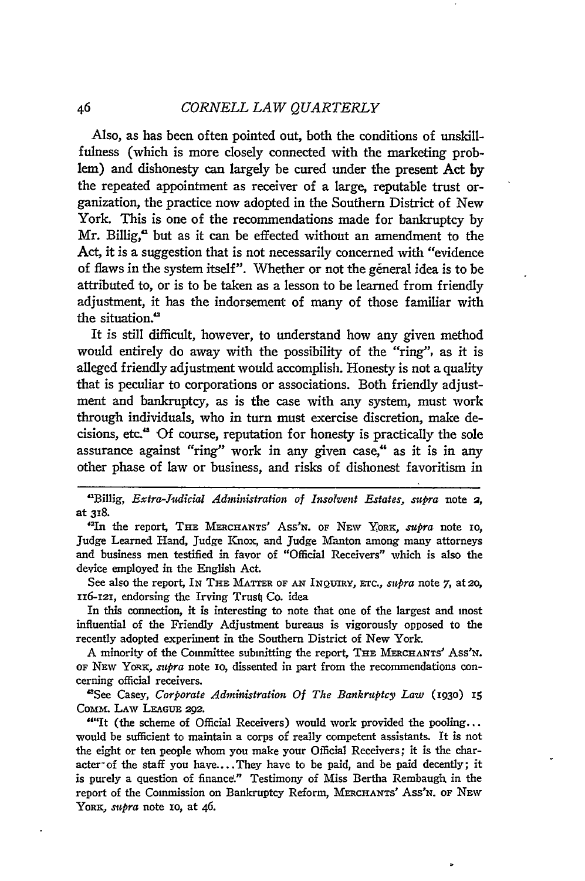Also, as has been often pointed out, both the conditions of unskillfulness (which is more closely connected with the marketing problem) and dishonesty can largely be cured under the present Act by the repeated appointment as receiver of a large, reputable trust organization, the practice now adopted in the Southern District of New York. This is one of the recommendations made for bankruptcy by Mr. Billig,[41] but as it can be effected without an amendment to the Act, it is a suggestion that is not necessarily concerned with "evidence of flaws in the system itself". Whether or not the general idea is to be attributed to, or is to be taken as a lesson to be learned from friendly adjustment, it has the indorsement of many of those familiar with the situation.[42]

It is still difficult, however, to understand how any given method would entirely do away with the possibility of the "ring", as it is alleged friendly adjustment would accomplish. Honesty is not a quality that is peculiar to corporations or associations. Both friendly adjustment and bankruptcy, as is the case with any system, must work through individuals, who in turn must exercise discretion, make decisions, etc.[43] Of course, reputation for honesty is practically the sole assurance against "ring" work in any given case,[44] as it is in any other phase of law or business, and risks of dishonest favoritism in

---

[41]Billig, *Extra-Judicial Administration of Insolvent Estates*, *supra* note 2, at 318.

[42]In the report, THE MERCHANTS' ASS'N. OF NEW YORK, *supra* note 10, Judge Learned Hand, Judge Knox, and Judge Manton among many attorneys and business men testified in favor of "Official Receivers" which is also the device employed in the English Act.

See also the report, IN THE MATTER OF AN INQUIRY, ETC., *supra* note 7, at 20, 116-121, endorsing the Irving Trust Co. idea

In this connection, it is interesting to note that one of the largest and most influential of the Friendly Adjustment bureaus is vigorously opposed to the recently adopted experiment in the Southern District of New York.

A minority of the Committee submitting the report, THE MERCHANTS' ASS'N. OF NEW YORK, *supra* note 10, dissented in part from the recommendations concerning official receivers.

[43]See Casey, *Corporate Administration Of The Bankruptcy Law* (1930) 15 COMM. LAW LEAGUE 292.

[44]"It (the scheme of Official Receivers) would work provided the pooling... would be sufficient to maintain a corps of really competent assistants. It is not the eight or ten people whom you make your Official Receivers; it is the character of the staff you have.... They have to be paid, and be paid decently; it is purely a question of finance." Testimony of Miss Bertha Rembaugh in the report of the Commission on Bankruptcy Reform, MERCHANTS' ASS'N. OF NEW YORK, *supra* note 10, at 46.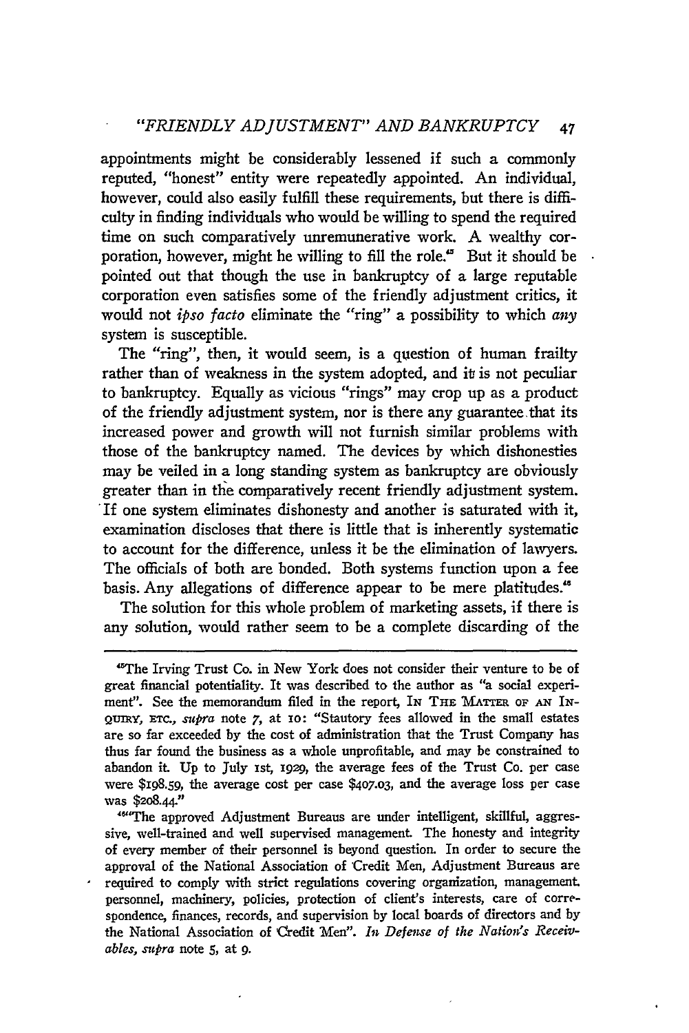appointments might be considerably lessened if such a commonly reputed, "honest" entity were repeatedly appointed. An individual, however, could also easily fulfill these requirements, but there is difficulty in finding individuals who would be willing to spend the required time on such comparatively unremunerative work. A wealthy corporation, however, might he willing to fill the role.[45] But it should be pointed out that though the use in bankruptcy of a large reputable corporation even satisfies some of the friendly adjustment critics, it would not *ipso facto* eliminate the "ring" a possibility to which *any* system is susceptible.

The "ring", then, it would seem, is a question of human frailty rather than of weakness in the system adopted, and it is not peculiar to bankruptcy. Equally as vicious "rings" may crop up as a product of the friendly adjustment system, nor is there any guarantee that its increased power and growth will not furnish similar problems with those of the bankruptcy named. The devices by which dishonesties may be veiled in a long standing system as bankruptcy are obviously greater than in the comparatively recent friendly adjustment system. If one system eliminates dishonesty and another is saturated with it, examination discloses that there is little that is inherently systematic to account for the difference, unless it be the elimination of lawyers. The officials of both are bonded. Both systems function upon a fee basis. Any allegations of difference appear to be mere platitudes.[46]

The solution for this whole problem of marketing assets, if there is any solution, would rather seem to be a complete discarding of the

---

[45] The Irving Trust Co. in New York does not consider their venture to be of great financial potentiality. It was described to the author as "a social experiment". See the memorandum filed in the report, IN THE MATTER OF AN INQUIRY, ETC., *supra* note 7, at 10: "Stautory fees allowed in the small estates are so far exceeded by the cost of administration that the Trust Company has thus far found the business as a whole unprofitable, and may be constrained to abandon it. Up to July 1st, 1929, the average fees of the Trust Co. per case were $198.59, the average cost per case $407.03, and the average loss per case was $208.44."

[46] "The approved Adjustment Bureaus are under intelligent, skillful, aggressive, well-trained and well supervised management. The honesty and integrity of every member of their personnel is beyond question. In order to secure the approval of the National Association of Credit Men, Adjustment Bureaus are required to comply with strict regulations covering organization, management, personnel, machinery, policies, protection of client's interests, care of correspondence, finances, records, and supervision by local boards of directors and by the National Association of Credit Men". *In Defense of the Nation's Receivables*, *supra* note 5, at 9.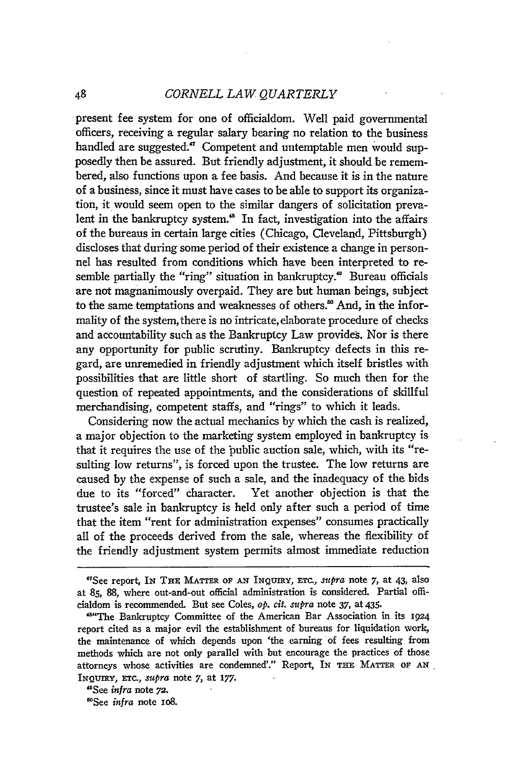present fee system for one of officialdom. Well paid governmental officers, receiving a regular salary bearing no relation to the business handled are suggested.[47] Competent and untemptable men would supposedly then be assured. But friendly adjustment, it should be remembered, also functions upon a fee basis. And because it is in the nature of a business, since it must have cases to be able to support its organization, it would seem open to the similar dangers of solicitation prevalent in the bankruptcy system.[48] In fact, investigation into the affairs of the bureaus in certain large cities (Chicago, Cleveland, Pittsburgh) discloses that during some period of their existence a change in personnel has resulted from conditions which have been interpreted to resemble partially the "ring" situation in bankruptcy.[49] Bureau officials are not magnanimously overpaid. They are but human beings, subject to the same temptations and weaknesses of others.[50] And, in the informality of the system, there is no intricate, elaborate procedure of checks and accountability such as the Bankruptcy Law provides. Nor is there any opportunity for public scrutiny. Bankruptcy defects in this regard, are unremedied in friendly adjustment which itself bristles with possibilities that are little short of startling. So much then for the question of repeated appointments, and the considerations of skillful merchandising, competent staffs, and "rings" to which it leads.

Considering now the actual mechanics by which the cash is realized, a major objection to the marketing system employed in bankruptcy is that it requires the use of the public auction sale, which, with its "resulting low returns", is forced upon the trustee. The low returns are caused by the expense of such a sale, and the inadequacy of the bids due to its "forced" character. Yet another objection is that the trustee's sale in bankruptcy is held only after such a period of time that the item "rent for administration expenses" consumes practically all of the proceeds derived from the sale, whereas the flexibility of the friendly adjustment system permits almost immediate reduction

---

[47]See report, IN THE MATTER OF AN INQUIRY, ETC., *supra* note 7, at 43, also at 85, 88, where out-and-out official administration is considered. Partial officialdom is recommended. But see Coles, *op. cit. supra* note 37, at 435.

[48]"The Bankruptcy Committee of the American Bar Association in its 1924 report cited as a major evil the establishment of bureaus for liquidation work, the maintenance of which depends upon 'the earning of fees resulting from methods which are not only parallel with but encourage the practices of those attorneys whose activities are condemned'." Report, IN THE MATTER OF AN INQUIRY, ETC., *supra* note 7, at 177.

[49]See *infra* note 72.

[50]See *infra* note 108.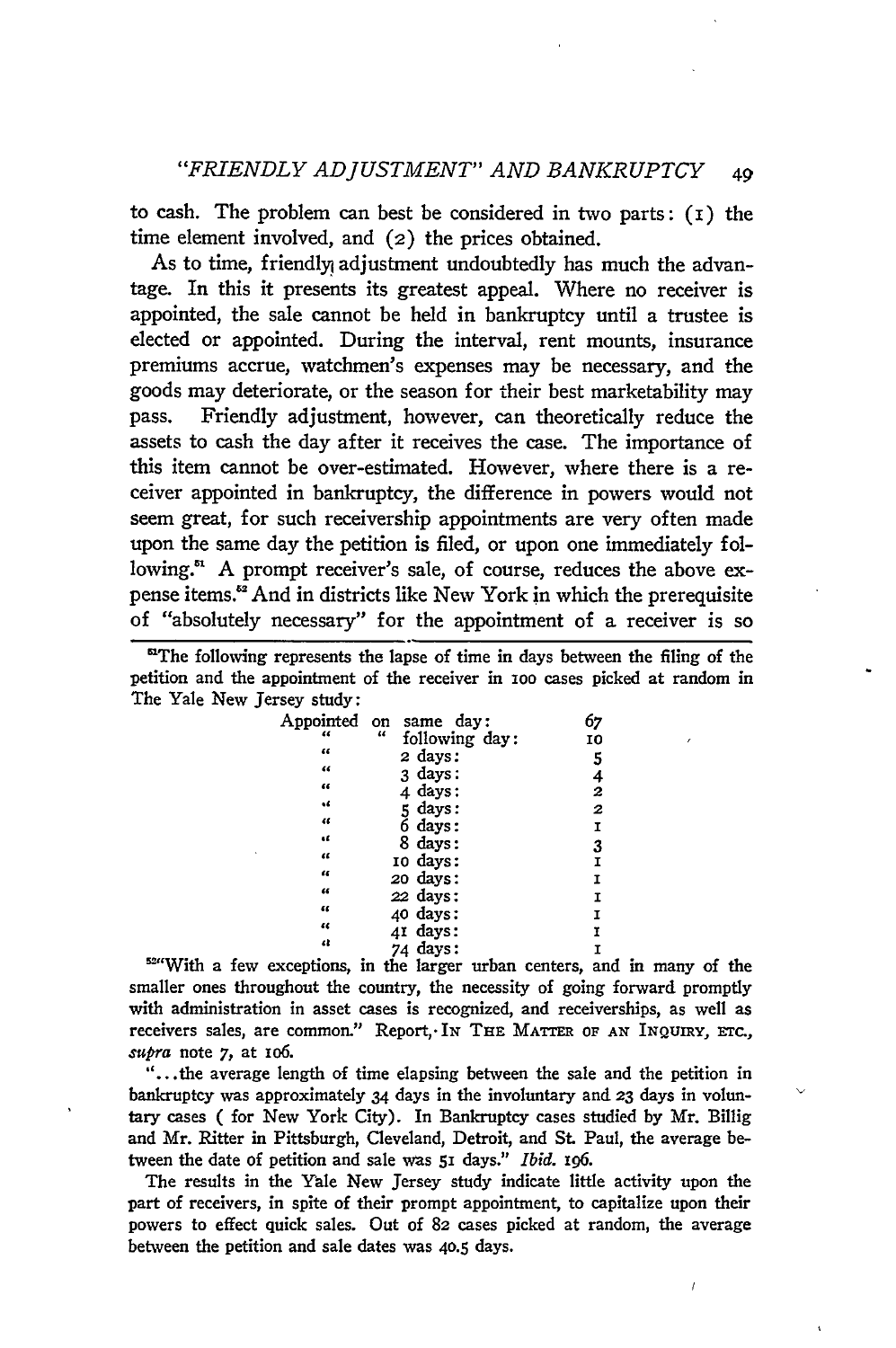to cash. The problem can best be considered in two parts: (1) the time element involved, and (2) the prices obtained.

As to time, friendly adjustment undoubtedly has much the advantage. In this it presents its greatest appeal. Where no receiver is appointed, the sale cannot be held in bankruptcy until a trustee is elected or appointed. During the interval, rent mounts, insurance premiums accrue, watchmen's expenses may be necessary, and the goods may deteriorate, or the season for their best marketability may pass. Friendly adjustment, however, can theoretically reduce the assets to cash the day after it receives the case. The importance of this item cannot be over-estimated. However, where there is a receiver appointed in bankruptcy, the difference in powers would not seem great, for such receivership appointments are very often made upon the same day the petition is filed, or upon one immediately following.[51] A prompt receiver's sale, of course, reduces the above expense items.[52] And in districts like New York in which the prerequisite of "absolutely necessary" for the appointment of a receiver is so

---

[51]The following represents the lapse of time in days between the filing of the petition and the appointment of the receiver in 100 cases picked at random in The Yale New Jersey study:

| | |
|---|---|
| Appointed on same day: | 67 |
| " " following day: | 10 |
| " 2 days: | 5 |
| " 3 days: | 4 |
| " 4 days: | 2 |
| " 5 days: | 2 |
| " 6 days: | 1 |
| " 8 days: | 3 |
| " 10 days: | 1 |
| " 20 days: | 1 |
| " 22 days: | 1 |
| " 40 days: | 1 |
| " 41 days: | 1 |
| " 74 days: | 1 |

[52]"With a few exceptions, in the larger urban centers, and in many of the smaller ones throughout the country, the necessity of going forward promptly with administration in asset cases is recognized, and receiverships, as well as receivers sales, are common." Report, IN THE MATTER OF AN INQUIRY, ETC., *supra* note 7, at 106.

"...the average length of time elapsing between the sale and the petition in bankruptcy was approximately 34 days in the involuntary and 23 days in voluntary cases ( for New York City). In Bankruptcy cases studied by Mr. Billig and Mr. Ritter in Pittsburgh, Cleveland, Detroit, and St. Paul, the average between the date of petition and sale was 51 days." *Ibid.* 196.

The results in the Yale New Jersey study indicate little activity upon the part of receivers, in spite of their prompt appointment, to capitalize upon their powers to effect quick sales. Out of 82 cases picked at random, the average between the petition and sale dates was 40.5 days.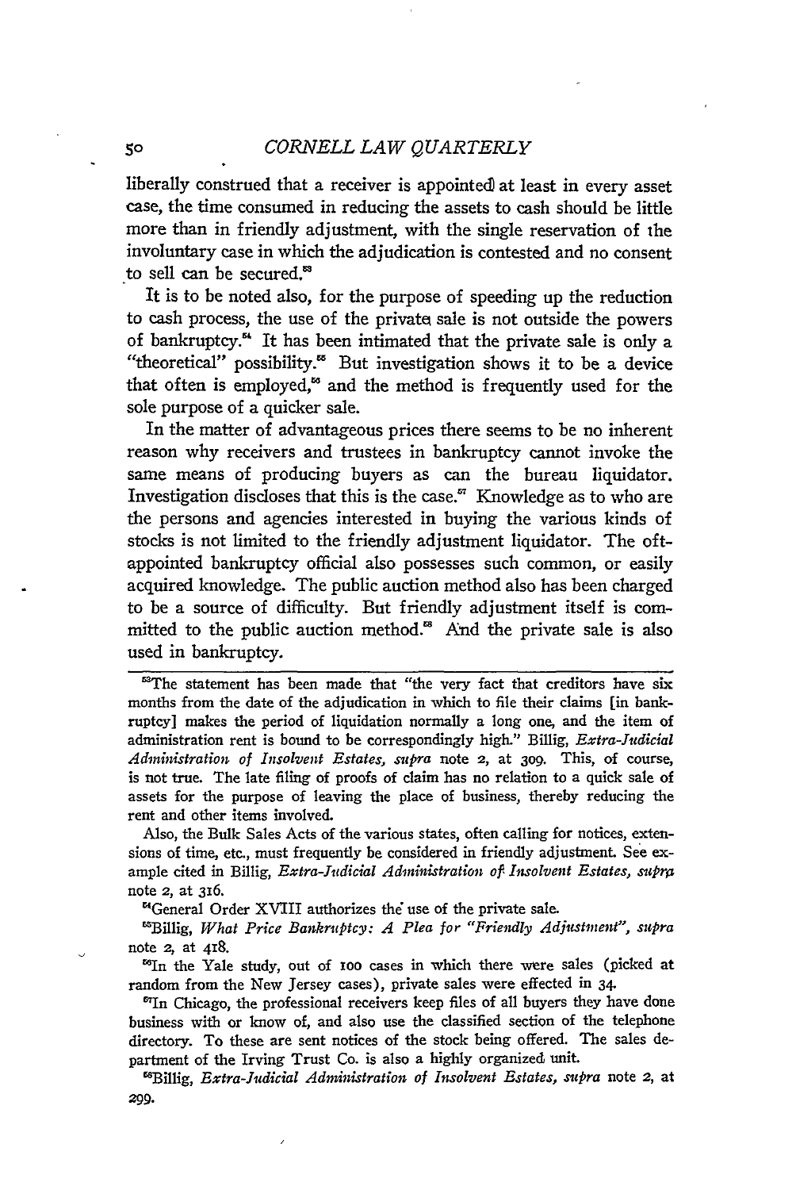liberally construed that a receiver is appointed at least in every asset case, the time consumed in reducing the assets to cash should be little more than in friendly adjustment, with the single reservation of the involuntary case in which the adjudication is contested and no consent to sell can be secured.[53]

It is to be noted also, for the purpose of speeding up the reduction to cash process, the use of the private sale is not outside the powers of bankruptcy.[54] It has been intimated that the private sale is only a "theoretical" possibility.[55] But investigation shows it to be a device that often is employed,[56] and the method is frequently used for the sole purpose of a quicker sale.

In the matter of advantageous prices there seems to be no inherent reason why receivers and trustees in bankruptcy cannot invoke the same means of producing buyers as can the bureau liquidator. Investigation discloses that this is the case.[57] Knowledge as to who are the persons and agencies interested in buying the various kinds of stocks is not limited to the friendly adjustment liquidator. The oft-appointed bankruptcy official also possesses such common, or easily acquired knowledge. The public auction method also has been charged to be a source of difficulty. But friendly adjustment itself is committed to the public auction method.[58] And the private sale is also used in bankruptcy.

---

[53]The statement has been made that "the very fact that creditors have six months from the date of the adjudication in which to file their claims [in bankruptcy] makes the period of liquidation normally a long one, and the item of administration rent is bound to be correspondingly high." Billig, *Extra-Judicial Administration of Insolvent Estates*, *supra* note 2, at 309. This, of course, is not true. The late filing of proofs of claim has no relation to a quick sale of assets for the purpose of leaving the place of business, thereby reducing the rent and other items involved.

Also, the Bulk Sales Acts of the various states, often calling for notices, extensions of time, etc., must frequently be considered in friendly adjustment. See example cited in Billig, *Extra-Judicial Administration of Insolvent Estates*, *supra* note 2, at 316.

[54]General Order XVIII authorizes the use of the private sale.

[55]Billig, *What Price Bankruptcy: A Plea for "Friendly Adjustment"*, *supra* note 2, at 418.

[56]In the Yale study, out of 100 cases in which there were sales (picked at random from the New Jersey cases), private sales were effected in 34.

[57]In Chicago, the professional receivers keep files of all buyers they have done business with or know of, and also use the classified section of the telephone directory. To these are sent notices of the stock being offered. The sales department of the Irving Trust Co. is also a highly organized unit.

[58]Billig, *Extra-Judicial Administration of Insolvent Estates*, *supra* note 2, at 299.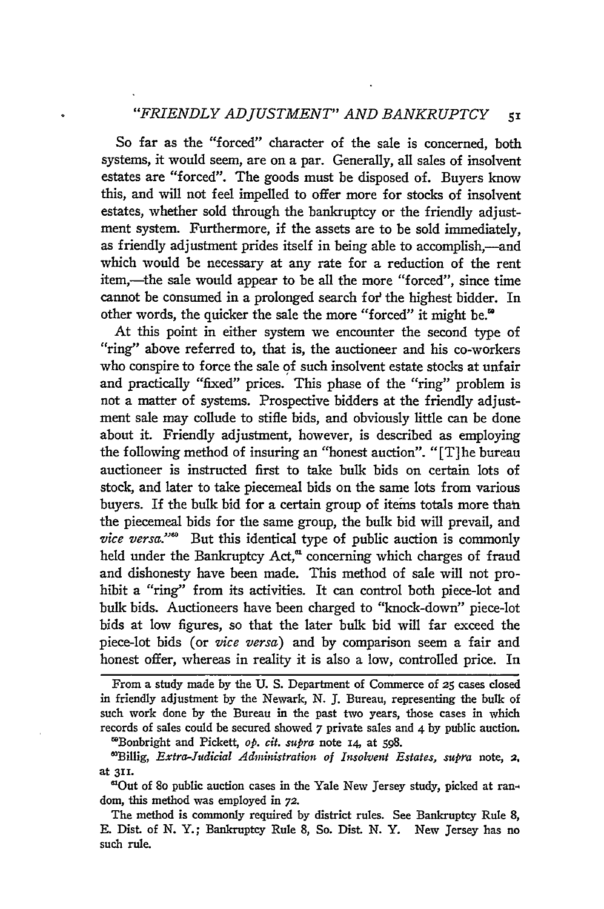So far as the "forced" character of the sale is concerned, both systems, it would seem, are on a par. Generally, all sales of insolvent estates are "forced". The goods must be disposed of. Buyers know this, and will not feel impelled to offer more for stocks of insolvent estates, whether sold through the bankruptcy or the friendly adjustment system. Furthermore, if the assets are to be sold immediately, as friendly adjustment prides itself in being able to accomplish,—and which would be necessary at any rate for a reduction of the rent item,—the sale would appear to be all the more "forced", since time cannot be consumed in a prolonged search for the highest bidder. In other words, the quicker the sale the more "forced" it might be.[59]

At this point in either system we encounter the second type of "ring" above referred to, that is, the auctioneer and his co-workers who conspire to force the sale of such insolvent estate stocks at unfair and practically "fixed" prices. This phase of the "ring" problem is not a matter of systems. Prospective bidders at the friendly adjustment sale may collude to stifle bids, and obviously little can be done about it. Friendly adjustment, however, is described as employing the following method of insuring an "honest auction". "[T]he bureau auctioneer is instructed first to take bulk bids on certain lots of stock, and later to take piecemeal bids on the same lots from various buyers. If the bulk bid for a certain group of items totals more than the piecemeal bids for the same group, the bulk bid will prevail, and *vice versa*."[60] But this identical type of public auction is commonly held under the Bankruptcy Act,[61] concerning which charges of fraud and dishonesty have been made. This method of sale will not prohibit a "ring" from its activities. It can control both piece-lot and bulk bids. Auctioneers have been charged to "knock-down" piece-lot bids at low figures, so that the later bulk bid will far exceed the piece-lot bids (or *vice versa*) and by comparison seem a fair and honest offer, whereas in reality it is also a low, controlled price. In

---

From a study made by the U. S. Department of Commerce of 25 cases closed in friendly adjustment by the Newark, N. J. Bureau, representing the bulk of such work done by the Bureau in the past two years, those cases in which records of sales could be secured showed 7 private sales and 4 by public auction.

[59]Bonbright and Pickett, *op. cit. supra* note 14, at 598.

[60]Billig, *Extra-Judicial Administration of Insolvent Estates, supra* note, 2, at 311.

[61]Out of 80 public auction cases in the Yale New Jersey study, picked at random, this method was employed in 72.

The method is commonly required by district rules. See Bankruptcy Rule 8, E. Dist. of N. Y.; Bankruptcy Rule 8, So. Dist. N. Y. New Jersey has no such rule.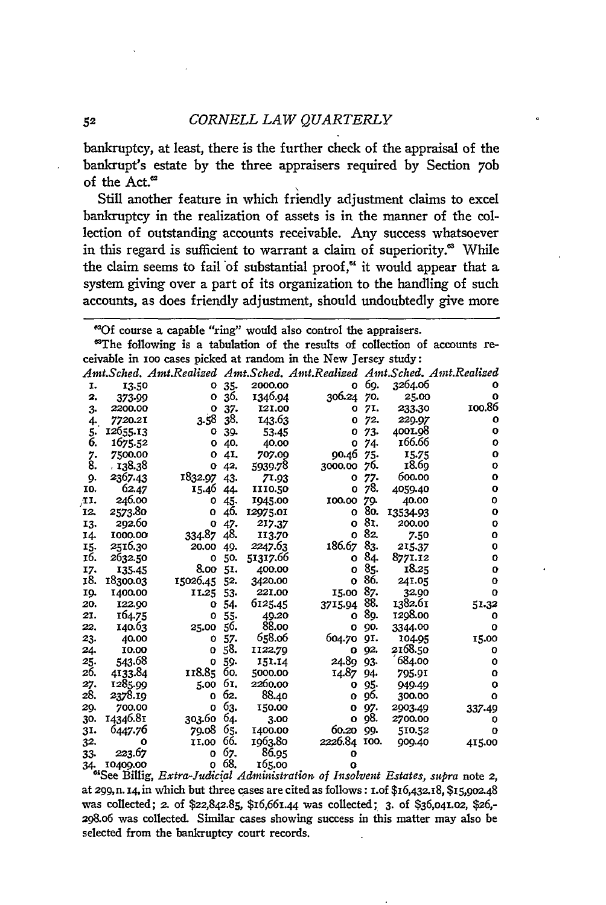bankruptcy, at least, there is the further check of the appraisal of the bankrupt's estate by the three appraisers required by Section 70b of the Act.[62]

Still another feature in which friendly adjustment claims to excel bankruptcy in the realization of assets is in the manner of the collection of outstanding accounts receivable. Any success whatsoever in this regard is sufficient to warrant a claim of superiority.[63] While the claim seems to fail of substantial proof,[64] it would appear that a system giving over a part of its organization to the handling of such accounts, as does friendly adjustment, should undoubtedly give more

---

[62]Of course a capable "ring" would also control the appraisers.

[63]The following is a tabulation of the results of collection of accounts receivable in 100 cases picked at random in the New Jersey study:

| | *Amt.Sched.* | *Amt.Realized* | | *Amt.Sched.* | *Amt.Realized* | | *Amt.Sched.* | *Amt.Realized* |
|---|---|---|---|---|---|---|---|---|
| 1. | 13.50 | 0 | 35. | 2000.00 | 0 | 69. | 3264.06 | 0 |
| 2. | 373.99 | 0 | 36. | 1346.94 | 306.24 | 70. | 25.00 | 0 |
| 3. | 2200.00 | 0 | 37. | 121.00 | 0 | 71. | 233.30 | 100.86 |
| 4. | 7720.21 | 3.58 | 38. | 143.63 | 0 | 72. | 229.97 | 0 |
| 5. | 12655.13 | 0 | 39. | 53.45 | 0 | 73. | 4001.98 | 0 |
| 6. | 1675.52 | 0 | 40. | 40.00 | 0 | 74. | 166.66 | 0 |
| 7. | 7500.00 | 0 | 41. | 707.09 | 90.46 | 75. | 15.75 | 0 |
| 8. | 138.38 | 0 | 42. | 5939.78 | 3000.00 | 76. | 18.69 | 0 |
| 9. | 2367.43 | 1832.97 | 43. | 71.93 | 0 | 77. | 600.00 | 0 |
| 10. | 62.47 | 15.46 | 44. | 1110.50 | 0 | 78. | 4059.40 | 0 |
| 11. | 246.00 | 0 | 45. | 1945.00 | 100.00 | 79. | 40.00 | 0 |
| 12. | 2573.80 | 0 | 46. | 12975.01 | 0 | 80. | 13534.93 | 0 |
| 13. | 292.60 | 0 | 47. | 217.37 | 0 | 81. | 200.00 | 0 |
| 14. | 1000.00 | 334.87 | 48. | 113.70 | 0 | 82. | 7.50 | 0 |
| 15. | 2516.30 | 20.00 | 49. | 2247.63 | 186.67 | 83. | 215.37 | 0 |
| 16. | 2632.50 | 0 | 50. | 51317.66 | 0 | 84. | 8771.12 | 0 |
| 17. | 135.45 | 8.00 | 51. | 400.00 | 0 | 85. | 18.25 | 0 |
| 18. | 18300.03 | 15026.45 | 52. | 3420.00 | 0 | 86. | 241.05 | 0 |
| 19. | 1400.00 | 11.25 | 53. | 221.00 | 15.00 | 87. | 32.90 | 0 |
| 20. | 122.90 | 0 | 54. | 6125.45 | 3715.94 | 88. | 1382.61 | 51.32 |
| 21. | 164.75 | 0 | 55. | 49.20 | 0 | 89. | 1298.00 | 0 |
| 22. | 140.63 | 25.00 | 56. | 88.00 | 0 | 90. | 3344.00 | 0 |
| 23. | 40.00 | 0 | 57. | 658.06 | 604.70 | 91. | 104.95 | 15.00 |
| 24. | 10.00 | 0 | 58. | 1122.79 | 0 | 92. | 2168.50 | 0 |
| 25. | 543.68 | 0 | 59. | 151.14 | 24.89 | 93. | 684.00 | 0 |
| 26. | 4133.84 | 118.85 | 60. | 5000.00 | 14.87 | 94. | 795.91 | 0 |
| 27. | 1285.99 | 5.00 | 61. | 2260.00 | 0 | 95. | 949.49 | 0 |
| 28. | 2378.19 | 0 | 62. | 88.40 | 0 | 96. | 300.00 | 0 |
| 29. | 700.00 | 0 | 63. | 150.00 | 0 | 97. | 2903.49 | 337.49 |
| 30. | 14346.81 | 303.60 | 64. | 3.00 | 0 | 98. | 2700.00 | 0 |
| 31. | 6447.76 | 79.08 | 65. | 1400.00 | 60.20 | 99. | 510.52 | 0 |
| 32. | 0 | 11.00 | 66. | 1963.80 | 2226.84 | 100. | 909.40 | 415.00 |
| 33. | 223.67 | 0 | 67. | 86.95 | 0 | | | |
| 34. | 10409.00 | 0 | 68. | 165.00 | 0 | | | |

[64]See Billig, *Extra-Judicial Administration of Insolvent Estates, supra* note 2, at 299, n. 14, in which but three cases are cited as follows: 1. of $16,432.18, $15,902.48 was collected; 2. of $22,842.85, $16,661.44 was collected; 3. of $36,041.02, $26,298.06 was collected. Similar cases showing success in this matter may also be selected from the bankruptcy court records.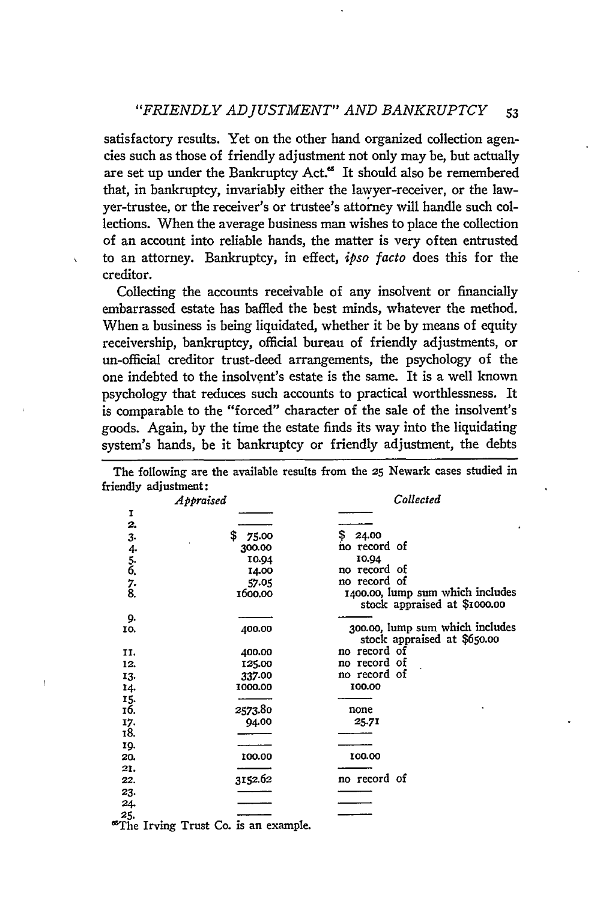satisfactory results. Yet on the other hand organized collection agencies such as those of friendly adjustment not only may be, but actually are set up under the Bankruptcy Act.[65] It should also be remembered that, in bankruptcy, invariably either the lawyer-receiver, or the lawyer-trustee, or the receiver's or trustee's attorney will handle such collections. When the average business man wishes to place the collection of an account into reliable hands, the matter is very often entrusted to an attorney. Bankruptcy, in effect, *ipso facto* does this for the creditor.

Collecting the accounts receivable of any insolvent or financially embarrassed estate has baffled the best minds, whatever the method. When a business is being liquidated, whether it be by means of equity receivership, bankruptcy, official bureau of friendly adjustments, or un-official creditor trust-deed arrangements, the psychology of the one indebted to the insolvent's estate is the same. It is a well known psychology that reduces such accounts to practical worthlessness. It is comparable to the "forced" character of the sale of the insolvent's goods. Again, by the time the estate finds its way into the liquidating system's hands, be it bankruptcy or friendly adjustment, the debts

---

The following are the available results from the 25 Newark cases studied in friendly adjustment:

| | *Appraised* | *Collected* |
|---|---|---|
| 1. | ——— | ——— |
| 2. | ——— | ——— |
| 3. | $ 75.00 | $ 24.00 |
| 4. | 300.00 | no record of |
| 5. | 10.94 | 10.94 |
| 6. | 14.00 | no record of |
| 7. | 57.05 | no record of |
| 8. | 1600.00 | 1400.00, lump sum which includes stock appraised at $1000.00 |
| 9. | ——— | ——— |
| 10. | 400.00 | 300.00, lump sum which includes stock appraised at $650.00 |
| 11. | 400.00 | no record of |
| 12. | 125.00 | no record of |
| 13. | 337.00 | no record of |
| 14. | 1000.00 | 100.00 |
| 15. | ——— | ——— |
| 16. | 2573.80 | none |
| 17. | 94.00 | 25.71 |
| 18. | ——— | ——— |
| 19. | ——— | ——— |
| 20. | 100.00 | 100.00 |
| 21. | ——— | ——— |
| 22. | 3152.62 | no record of |
| 23. | ——— | ——— |
| 24. | ——— | ——— |
| 25. | ——— | ——— |

[65]The Irving Trust Co. is an example.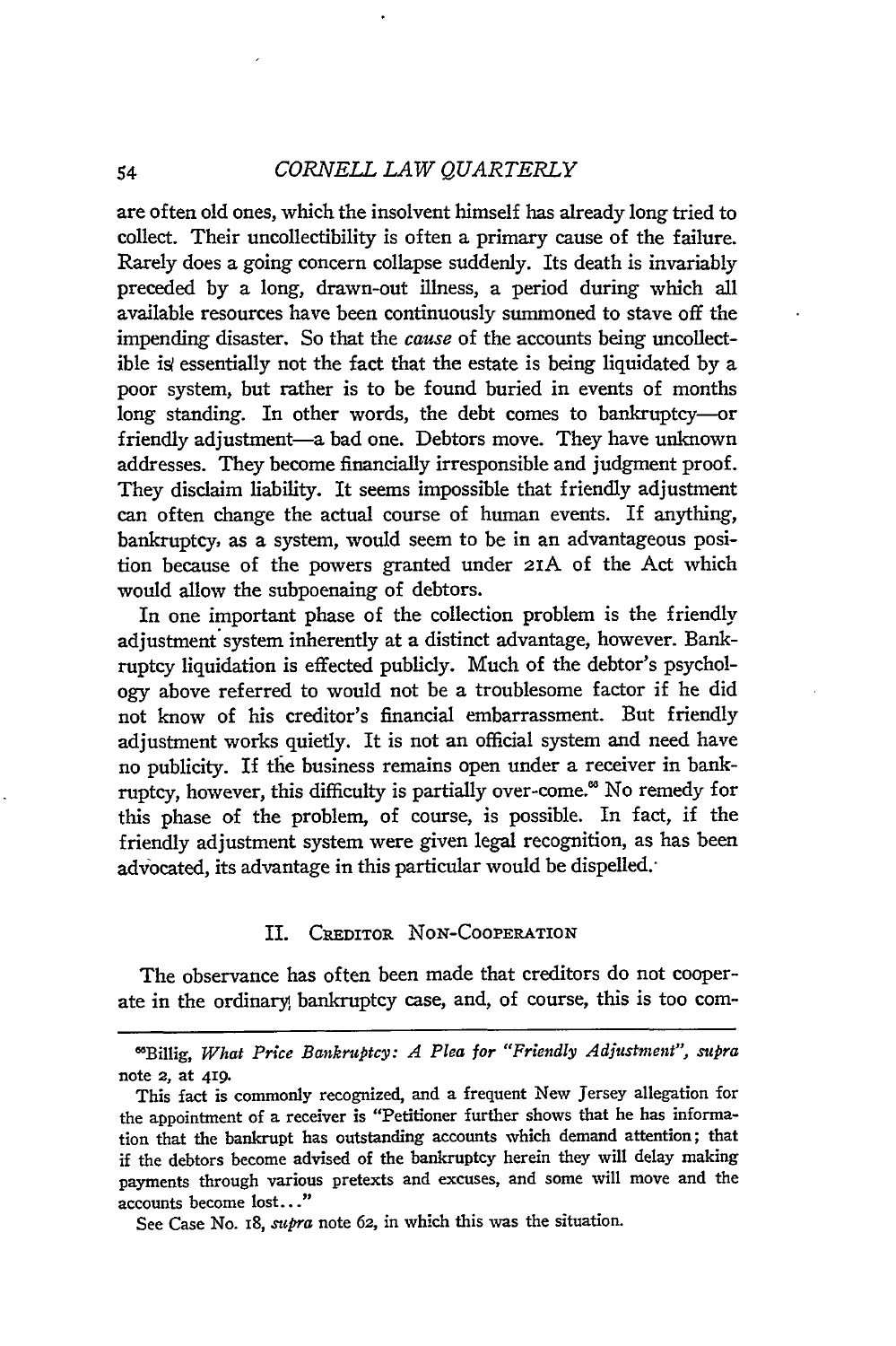are often old ones, which the insolvent himself has already long tried to collect. Their uncollectibility is often a primary cause of the failure. Rarely does a going concern collapse suddenly. Its death is invariably preceded by a long, drawn-out illness, a period during which all available resources have been continuously summoned to stave off the impending disaster. So that the *cause* of the accounts being uncollectible is essentially not the fact that the estate is being liquidated by a poor system, but rather is to be found buried in events of months long standing. In other words, the debt comes to bankruptcy—or friendly adjustment—a bad one. Debtors move. They have unknown addresses. They become financially irresponsible and judgment proof. They disclaim liability. It seems impossible that friendly adjustment can often change the actual course of human events. If anything, bankruptcy, as a system, would seem to be in an advantageous position because of the powers granted under 21A of the Act which would allow the subpoenaing of debtors.

In one important phase of the collection problem is the friendly adjustment system inherently at a distinct advantage, however. Bankruptcy liquidation is effected publicly. Much of the debtor's psychology above referred to would not be a troublesome factor if he did not know of his creditor's financial embarrassment. But friendly adjustment works quietly. It is not an official system and need have no publicity. If the business remains open under a receiver in bankruptcy, however, this difficulty is partially over-come.[68] No remedy for this phase of the problem, of course, is possible. In fact, if the friendly adjustment system were given legal recognition, as has been advocated, its advantage in this particular would be dispelled.

## II. Creditor Non-Cooperation

The observance has often been made that creditors do not cooperate in the ordinary bankruptcy case, and, of course, this is too com-

---

[68]Billig, *What Price Bankruptcy: A Plea for "Friendly Adjustment"*, *supra* note 2, at 419.

This fact is commonly recognized, and a frequent New Jersey allegation for the appointment of a receiver is "Petitioner further shows that he has information that the bankrupt has outstanding accounts which demand attention; that if the debtors become advised of the bankruptcy herein they will delay making payments through various pretexts and excuses, and some will move and the accounts become lost..."

See Case No. 18, *supra* note 62, in which this was the situation.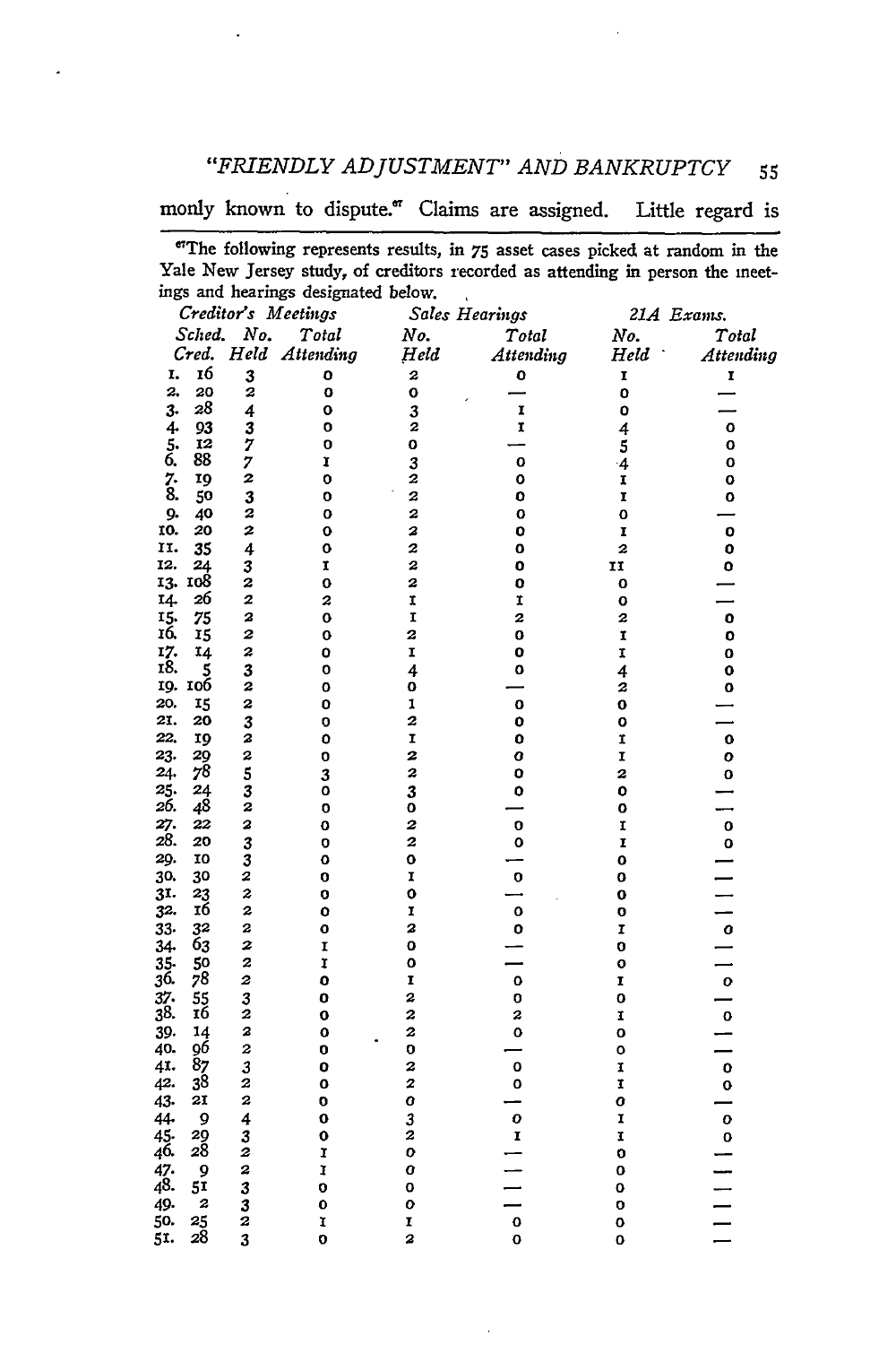monly known to dispute.[67] Claims are assigned. Little regard is

[67]The following represents results, in 75 asset cases picked at random in the Yale New Jersey study, of creditors recorded as attending in person the meetings and hearings designated below.

| | *Creditor's Meetings* | | | *Sales Hearings* | | *21A Exams.* | |
|---|---|---|---|---|---|---|---|
| | *Sched. Cred.* | *No. Held* | *Total Attending* | *No. Held* | *Total Attending* | *No. Held* | *Total Attending* |
| 1. | 16 | 3 | 0 | 2 | 0 | 1 | 1 |
| 2. | 20 | 2 | 0 | 0 | — | 0 | — |
| 3. | 28 | 4 | 0 | 3 | 1 | 0 | — |
| 4. | 93 | 3 | 0 | 2 | 1 | 4 | 0 |
| 5. | 12 | 7 | 0 | 0 | — | 5 | 0 |
| 6. | 88 | 7 | 1 | 3 | 0 | 4 | 0 |
| 7. | 19 | 2 | 0 | 2 | 0 | 1 | 0 |
| 8. | 50 | 3 | 0 | 2 | 0 | 1 | 0 |
| 9. | 40 | 2 | 0 | 2 | 0 | 0 | — |
| 10. | 20 | 2 | 0 | 2 | 0 | 1 | 0 |
| 11. | 35 | 4 | 0 | 2 | 0 | 2 | 0 |
| 12. | 24 | 3 | 1 | 2 | 0 | 11 | 0 |
| 13. | 108 | 2 | 0 | 2 | 0 | 0 | — |
| 14. | 26 | 2 | 2 | 1 | 1 | 0 | — |
| 15. | 75 | 2 | 0 | 1 | 2 | 2 | 0 |
| 16. | 15 | 2 | 0 | 2 | 0 | 1 | 0 |
| 17. | 14 | 2 | 0 | 1 | 0 | 1 | 0 |
| 18. | 5 | 3 | 0 | 4 | 0 | 4 | 0 |
| 19. | 106 | 2 | 0 | 0 | — | 2 | 0 |
| 20. | 15 | 2 | 0 | 1 | 0 | 0 | — |
| 21. | 20 | 3 | 0 | 2 | 0 | 0 | — |
| 22. | 19 | 2 | 0 | 1 | 0 | 1 | 0 |
| 23. | 29 | 2 | 0 | 2 | 0 | 1 | 0 |
| 24. | 78 | 5 | 3 | 2 | 0 | 2 | 0 |
| 25. | 24 | 3 | 0 | 3 | 0 | 0 | — |
| 26. | 48 | 2 | 0 | 0 | — | 0 | — |
| 27. | 22 | 2 | 0 | 2 | 0 | 1 | 0 |
| 28. | 20 | 3 | 0 | 2 | 0 | 1 | 0 |
| 29. | 10 | 3 | 0 | 0 | — | 0 | — |
| 30. | 30 | 2 | 0 | 1 | 0 | 0 | — |
| 31. | 23 | 2 | 0 | 0 | — | 0 | — |
| 32. | 16 | 2 | 0 | 1 | 0 | 0 | — |
| 33. | 32 | 2 | 0 | 2 | 0 | 1 | 0 |
| 34. | 63 | 2 | 1 | 0 | — | 0 | — |
| 35. | 50 | 2 | 1 | 0 | — | 0 | — |
| 36. | 78 | 2 | 0 | 1 | 0 | 1 | 0 |
| 37. | 55 | 3 | 0 | 2 | 0 | 0 | — |
| 38. | 16 | 2 | 0 | 2 | 2 | 1 | 0 |
| 39. | 14 | 2 | 0 | 2 | 0 | 0 | — |
| 40. | 96 | 2 | 0 | 0 | — | 0 | — |
| 41. | 87 | 3 | 0 | 2 | 0 | 1 | 0 |
| 42. | 38 | 2 | 0 | 2 | 0 | 1 | 0 |
| 43. | 21 | 2 | 0 | 0 | — | 0 | — |
| 44. | 9 | 4 | 0 | 3 | 0 | 1 | 0 |
| 45. | 29 | 3 | 0 | 2 | 1 | 1 | 0 |
| 46. | 28 | 2 | 1 | 0 | — | 0 | — |
| 47. | 9 | 2 | 1 | 0 | — | 0 | — |
| 48. | 51 | 3 | 0 | 0 | — | 0 | — |
| 49. | 2 | 3 | 0 | 0 | — | 0 | — |
| 50. | 25 | 2 | 1 | 1 | 0 | 0 | — |
| 51. | 28 | 3 | 0 | 2 | 0 | 0 | — |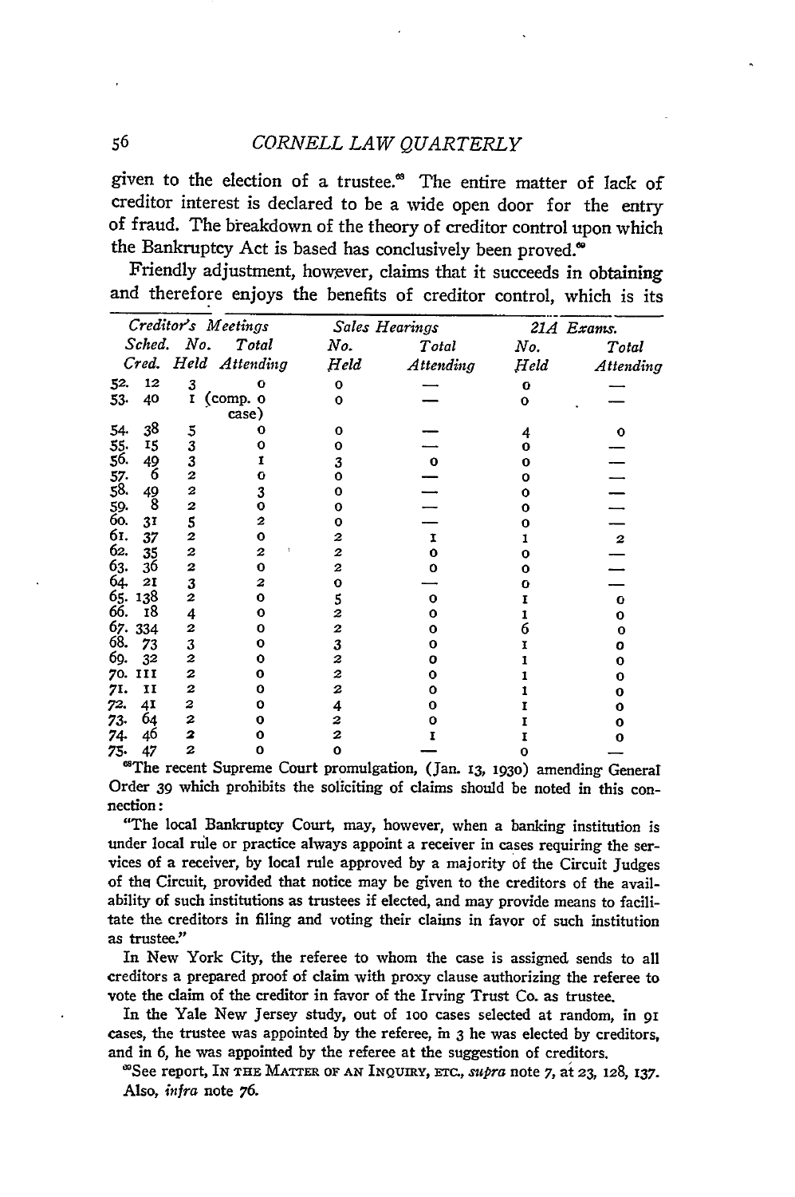given to the election of a trustee.[68] The entire matter of lack of creditor interest is declared to be a wide open door for the entry of fraud. The breakdown of the theory of creditor control upon which the Bankruptcy Act is based has conclusively been proved.[69]

Friendly adjustment, however, claims that it succeeds in obtaining and therefore enjoys the benefits of creditor control, which is its

| | Creditor's Meetings | | | Sales Hearings | | 21A Exams. | |
|---|---|---|---|---|---|---|---|
| | Sched. Cred. | No. Held | Total Attending | No. Held | Total Attending | No. Held | Total Attending |
| 52. | 12 | 3 | 0 | 0 | — | 0 | — |
| 53. | 40 | 1 | (comp. 0 case) | 0 | — | 0 | — |
| 54. | 38 | 5 | 0 | 0 | — | 4 | 0 |
| 55. | 15 | 3 | 0 | 0 | — | 0 | — |
| 56. | 49 | 3 | 1 | 3 | 0 | 0 | — |
| 57. | 6 | 2 | 0 | 0 | — | 0 | — |
| 58. | 49 | 2 | 3 | 0 | — | 0 | — |
| 59. | 8 | 2 | 0 | 0 | — | 0 | — |
| 60. | 31 | 5 | 2 | 0 | — | 0 | — |
| 61. | 37 | 2 | 0 | 2 | 1 | 1 | 2 |
| 62. | 35 | 2 | 2 | 2 | 0 | 0 | — |
| 63. | 36 | 2 | 0 | 2 | 0 | 0 | — |
| 64. | 21 | 3 | 2 | 0 | — | 0 | — |
| 65. | 138 | 2 | 0 | 5 | 0 | 1 | 0 |
| 66. | 18 | 4 | 0 | 2 | 0 | 1 | 0 |
| 67. | 334 | 2 | 0 | 2 | 0 | 6 | 0 |
| 68. | 73 | 3 | 0 | 3 | 0 | 1 | 0 |
| 69. | 32 | 2 | 0 | 2 | 0 | 1 | 0 |
| 70. | 111 | 2 | 0 | 2 | 0 | 1 | 0 |
| 71. | 11 | 2 | 0 | 2 | 0 | 1 | 0 |
| 72. | 41 | 2 | 0 | 4 | 0 | 1 | 0 |
| 73. | 64 | 2 | 0 | 2 | 0 | 1 | 0 |
| 74. | 46 | 2 | 0 | 2 | 1 | 1 | 0 |
| 75. | 47 | 2 | 0 | 0 | — | 0 | — |

[68]The recent Supreme Court promulgation, (Jan. 13, 1930) amending General Order 39 which prohibits the soliciting of claims should be noted in this connection:

"The local Bankruptcy Court, may, however, when a banking institution is under local rule or practice always appoint a receiver in cases requiring the services of a receiver, by local rule approved by a majority of the Circuit Judges of the Circuit, provided that notice may be given to the creditors of the availability of such institutions as trustees if elected, and may provide means to facilitate the creditors in filing and voting their claims in favor of such institution as trustee."

In New York City, the referee to whom the case is assigned sends to all creditors a prepared proof of claim with proxy clause authorizing the referee to vote the claim of the creditor in favor of the Irving Trust Co. as trustee.

In the Yale New Jersey study, out of 100 cases selected at random, in 91 cases, the trustee was appointed by the referee, in 3 he was elected by creditors, and in 6, he was appointed by the referee at the suggestion of creditors.

[69]See report, IN THE MATTER OF AN INQUIRY, ETC., *supra* note 7, at 23, 128, 137. Also, *infra* note 76.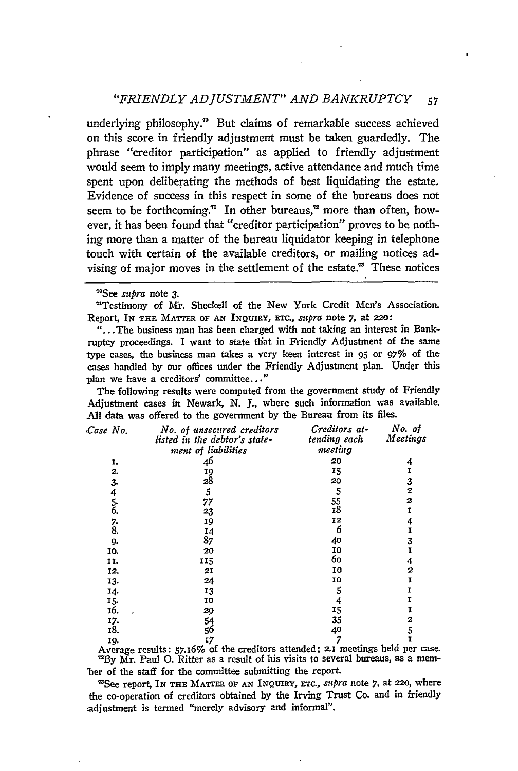underlying philosophy.[70] But claims of remarkable success achieved on this score in friendly adjustment must be taken guardedly. The phrase "creditor participation" as applied to friendly adjustment would seem to imply many meetings, active attendance and much time spent upon deliberating the methods of best liquidating the estate. Evidence of success in this respect in some of the bureaus does not seem to be forthcoming.[71] In other bureaus,[72] more than often, however, it has been found that "creditor participation" proves to be nothing more than a matter of the bureau liquidator keeping in telephone touch with certain of the available creditors, or mailing notices advising of major moves in the settlement of the estate.[73] These notices

---

[70]See *supra* note 3.

[71]Testimony of Mr. Sheckell of the New York Credit Men's Association. Report, IN THE MATTER OF AN INQUIRY, ETC., *supra* note 7, at 220:

"...The business man has been charged with not taking an interest in Bankruptcy proceedings. I want to state that in Friendly Adjustment of the same type cases, the business man takes a very keen interest in 95 or 97% of the cases handled by our offices under the Friendly Adjustment plan. Under this plan we have a creditors' committee..."

The following results were computed from the government study of Friendly Adjustment cases in Newark, N. J., where such information was available. All data was offered to the government by the Bureau from its files.

| *Case No.* | *No. of unsecured creditors listed in the debtor's statement of liabilities* | *Creditors attending each meeting* | *No. of Meetings* |
|---|---|---|---|
| 1. | 46 | 20 | 4 |
| 2. | 19 | 15 | 1 |
| 3. | 28 | 20 | 3 |
| 4 | 5 | 5 | 2 |
| 5. | 77 | 55 | 2 |
| 6. | 23 | 18 | 1 |
| 7. | 19 | 12 | 4 |
| 8. | 14 | 6 | 1 |
| 9. | 87 | 40 | 3 |
| 10. | 20 | 10 | 1 |
| 11. | 115 | 60 | 4 |
| 12. | 21 | 10 | 2 |
| 13. | 24 | 10 | 1 |
| 14. | 13 | 5 | 1 |
| 15. | 10 | 4 | 1 |
| 16. | 29 | 15 | 1 |
| 17. | 54 | 35 | 2 |
| 18. | 56 | 40 | 5 |
| 19. | 17 | 7 | 1 |

Average results: 57.16% of the creditors attended; 2.1 meetings held per case.

[72]By Mr. Paul O. Ritter as a result of his visits to several bureaus, as a member of the staff for the committee submitting the report.

[73]See report, IN THE MATTER OF AN INQUIRY, ETC., *supra* note 7, at 220, where the co-operation of creditors obtained by the Irving Trust Co. and in friendly adjustment is termed "merely advisory and informal".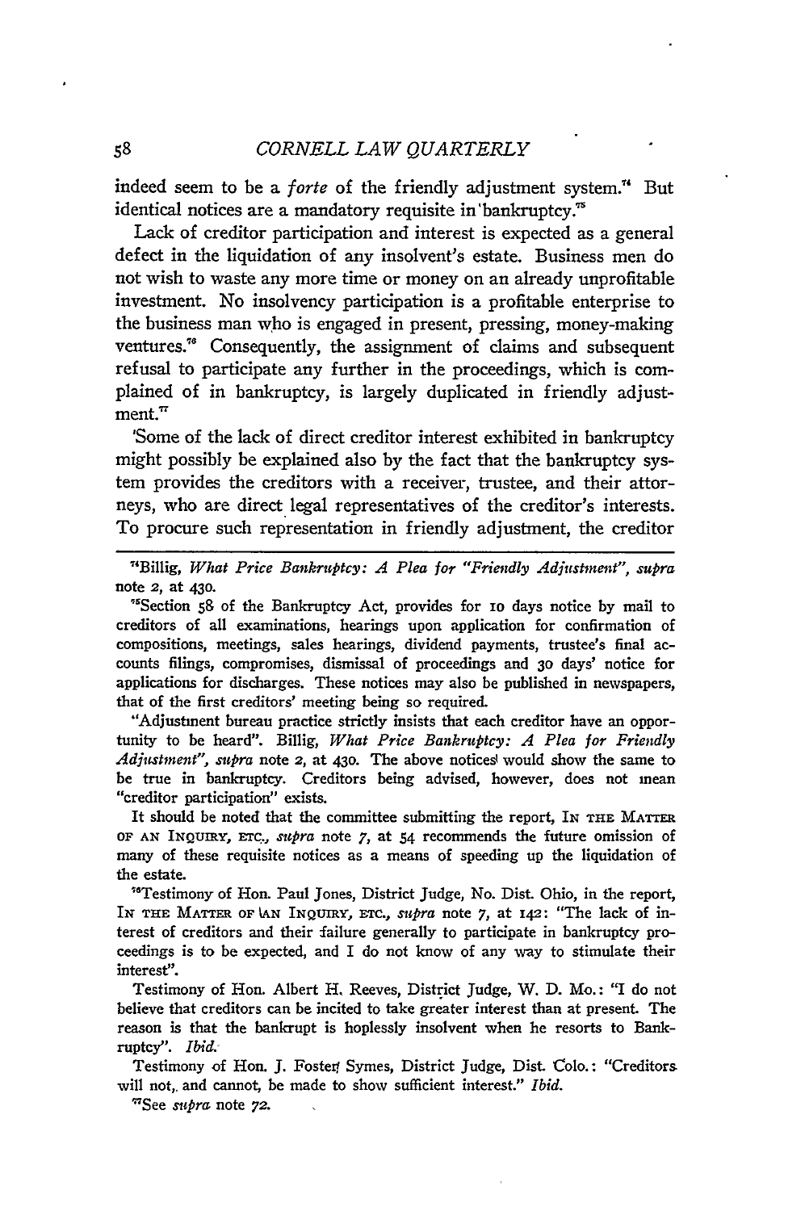indeed seem to be a *forte* of the friendly adjustment system.[74] But identical notices are a mandatory requisite in bankruptcy.[75]

Lack of creditor participation and interest is expected as a general defect in the liquidation of any insolvent's estate. Business men do not wish to waste any more time or money on an already unprofitable investment. No insolvency participation is a profitable enterprise to the business man who is engaged in present, pressing, money-making ventures.[76] Consequently, the assignment of claims and subsequent refusal to participate any further in the proceedings, which is complained of in bankruptcy, is largely duplicated in friendly adjustment.[77]

Some of the lack of direct creditor interest exhibited in bankruptcy might possibly be explained also by the fact that the bankruptcy system provides the creditors with a receiver, trustee, and their attorneys, who are direct legal representatives of the creditor's interests. To procure such representation in friendly adjustment, the creditor

---

[74]Billig, *What Price Bankruptcy: A Plea for "Friendly Adjustment"*, *supra* note 2, at 430.

[75]Section 58 of the Bankruptcy Act, provides for 10 days notice by mail to creditors of all examinations, hearings upon application for confirmation of compositions, meetings, sales hearings, dividend payments, trustee's final accounts filings, compromises, dismissal of proceedings and 30 days' notice for applications for discharges. These notices may also be published in newspapers, that of the first creditors' meeting being so required.

"Adjustment bureau practice strictly insists that each creditor have an opportunity to be heard". Billig, *What Price Bankruptcy: A Plea for Friendly Adjustment"*, *supra* note 2, at 430. The above notices would show the same to be true in bankruptcy. Creditors being advised, however, does not mean "creditor participation" exists.

It should be noted that the committee submitting the report, IN THE MATTER OF AN INQUIRY, ETC., *supra* note 7, at 54 recommends the future omission of many of these requisite notices as a means of speeding up the liquidation of the estate.

[76]Testimony of Hon. Paul Jones, District Judge, No. Dist. Ohio, in the report, IN THE MATTER OF AN INQUIRY, ETC., *supra* note 7, at 142: "The lack of interest of creditors and their failure generally to participate in bankruptcy proceedings is to be expected, and I do not know of any way to stimulate their interest".

Testimony of Hon. Albert H. Reeves, District Judge, W. D. Mo.: "I do not believe that creditors can be incited to take greater interest than at present. The reason is that the bankrupt is hoplessly insolvent when he resorts to Bankruptcy". *Ibid.*

Testimony of Hon. J. Foster Symes, District Judge, Dist. Colo.: "Creditors will not, and cannot, be made to show sufficient interest." *Ibid.*

[77]See *supra* note 72.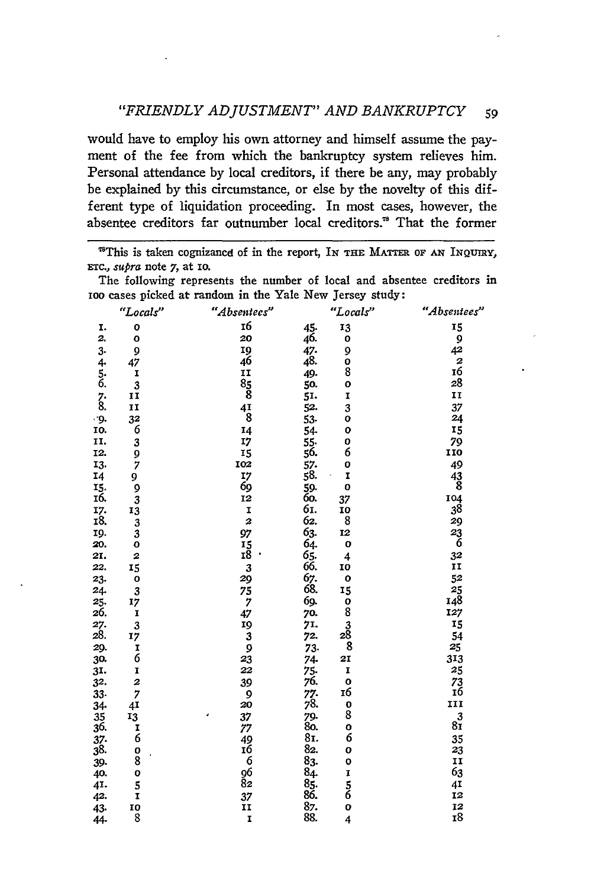would have to employ his own attorney and himself assume the payment of the fee from which the bankruptcy system relieves him. Personal attendance by local creditors, if there be any, may probably be explained by this circumstance, or else by the novelty of this different type of liquidation proceeding. In most cases, however, the absentee creditors far outnumber local creditors.[78] That the former

---

[78]This is taken cognizance of in the report, In the Matter of an Inquiry, etc., *supra* note 7, at 10.

The following represents the number of local and absentee creditors in 100 cases picked at random in the Yale New Jersey study:

| | *"Locals"* | *"Absentees"* | | *"Locals"* | *"Absentees"* |
|---|---|---|---|---|---|
| 1. | 0 | 16 | 45. | 13 | 15 |
| 2. | 0 | 20 | 46. | 0 | 9 |
| 3. | 9 | 19 | 47. | 9 | 42 |
| 4. | 47 | 46 | 48. | 0 | 2 |
| 5. | 1 | 11 | 49. | 8 | 16 |
| 6. | 3 | 85 | 50. | 0 | 28 |
| 7. | 11 | 8 | 51. | 1 | 11 |
| 8. | 11 | 41 | 52. | 3 | 37 |
| 9. | 32 | 8 | 53. | 0 | 24 |
| 10. | 6 | 14 | 54. | 0 | 15 |
| 11. | 3 | 17 | 55. | 0 | 79 |
| 12. | 9 | 15 | 56. | 6 | 110 |
| 13. | 7 | 102 | 57. | 0 | 49 |
| 14 | 9 | 17 | 58. | 1 | 43 |
| 15. | 9 | 69 | 59. | 0 | 8 |
| 16. | 3 | 12 | 60. | 37 | 104 |
| 17. | 13 | 1 | 61. | 10 | 38 |
| 18. | 3 | 2 | 62. | 8 | 29 |
| 19. | 3 | 97 | 63. | 12 | 23 |
| 20. | 0 | 15 | 64. | 0 | 6 |
| 21. | 2 | 18 | 65. | 4 | 32 |
| 22. | 15 | 3 | 66. | 10 | 11 |
| 23. | 0 | 29 | 67. | 0 | 52 |
| 24. | 3 | 75 | 68. | 15 | 25 |
| 25. | 17 | 7 | 69. | 0 | 148 |
| 26. | 1 | 47 | 70. | 8 | 127 |
| 27. | 3 | 19 | 71. | 3 | 15 |
| 28. | 17 | 3 | 72. | 28 | 54 |
| 29. | 1 | 9 | 73. | 8 | 25 |
| 30. | 6 | 23 | 74. | 21 | 313 |
| 31. | 1 | 22 | 75. | 1 | 25 |
| 32. | 2 | 39 | 76. | 0 | 73 |
| 33. | 7 | 9 | 77. | 16 | 16 |
| 34. | 41 | 20 | 78. | 0 | 111 |
| 35 | 13 | 37 | 79. | 8 | 3 |
| 36. | 1 | 77 | 80. | 0 | 81 |
| 37. | 6 | 49 | 81. | 6 | 35 |
| 38. | 0 | 16 | 82. | 0 | 23 |
| 39. | 8 | 6 | 83. | 0 | 11 |
| 40. | 0 | 96 | 84. | 1 | 63 |
| 41. | 5 | 82 | 85. | 5 | 41 |
| 42. | 1 | 37 | 86. | 6 | 12 |
| 43. | 10 | 11 | 87. | 0 | 12 |
| 44. | 8 | 1 | 88. | 4 | 18 |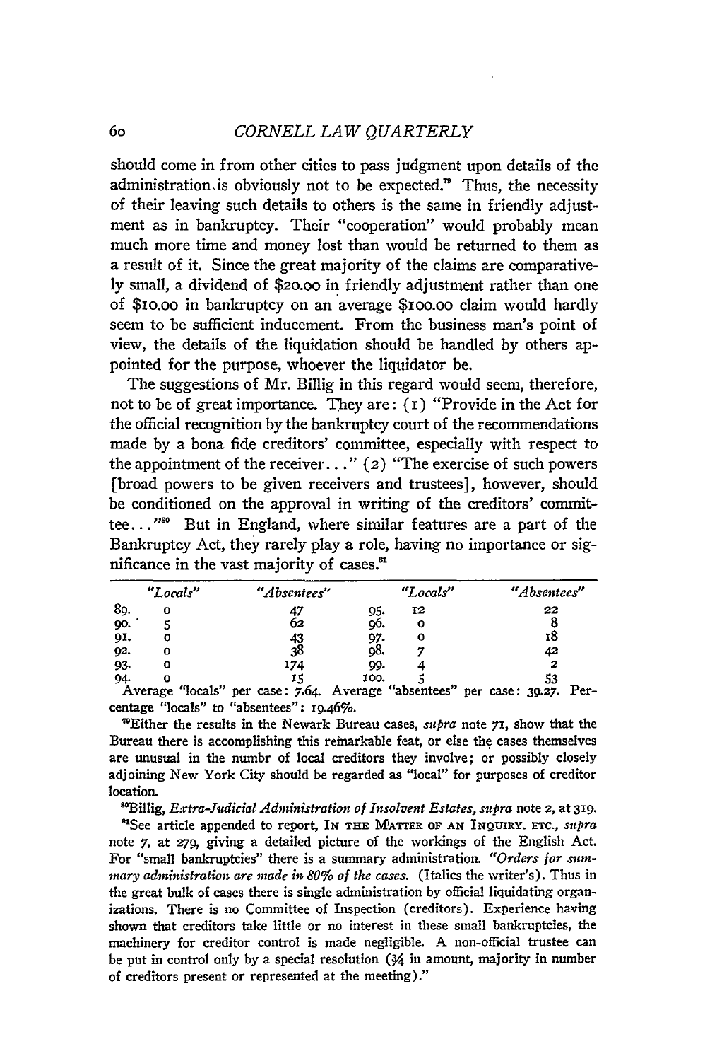should come in from other cities to pass judgment upon details of the administration is obviously not to be expected.[79] Thus, the necessity of their leaving such details to others is the same in friendly adjustment as in bankruptcy. Their "cooperation" would probably mean much more time and money lost than would be returned to them as a result of it. Since the great majority of the claims are comparatively small, a dividend of $20.00 in friendly adjustment rather than one of $10.00 in bankruptcy on an average $100.00 claim would hardly seem to be sufficient inducement. From the business man's point of view, the details of the liquidation should be handled by others appointed for the purpose, whoever the liquidator be.

The suggestions of Mr. Billig in this regard would seem, therefore, not to be of great importance. They are: (1) "Provide in the Act for the official recognition by the bankruptcy court of the recommendations made by a bona fide creditors' committee, especially with respect to the appointment of the receiver..." (2) "The exercise of such powers [broad powers to be given receivers and trustees], however, should be conditioned on the approval in writing of the creditors' committee..."[80] But in England, where similar features are a part of the Bankruptcy Act, they rarely play a role, having no importance or significance in the vast majority of cases.[81]

| | *"Locals"* | *"Absentees"* | | *"Locals"* | *"Absentees"* |
|---|---|---|---|---|---|
| 89. | 0 | 47 | 95. | 12 | 22 |
| 90. | 5 | 62 | 96. | 0 | 8 |
| 91. | 0 | 43 | 97. | 0 | 18 |
| 92. | 0 | 38 | 98. | 7 | 42 |
| 93. | 0 | 174 | 99. | 4 | 2 |
| 94. | 0 | 15 | 100. | 5 | 53 |

Average "locals" per case: 7.64. Average "absentees" per case: 39.27. Percentage "locals" to "absentees": 19.46%.

[79]Either the results in the Newark Bureau cases, *supra* note 71, show that the Bureau there is accomplishing this remarkable feat, or else the cases themselves are unusual in the numbr of local creditors they involve; or possibly closely adjoining New York City should be regarded as "local" for purposes of creditor location.

[80]Billig, *Extra-Judicial Administration of Insolvent Estates*, *supra* note 2, at 319.

[81]See article appended to report, In the Matter of an Inquiry. etc., *supra* note 7, at 279, giving a detailed picture of the workings of the English Act. For "small bankruptcies" there is a summary administration. *"Orders for summary administration are made in 80% of the cases.* (Italics the writer's). Thus in the great bulk of cases there is single administration by official liquidating organizations. There is no Committee of Inspection (creditors). Experience having shown that creditors take little or no interest in these small bankruptcies, the machinery for creditor control is made negligible. A non-official trustee can be put in control only by a special resolution (¾ in amount, majority in number of creditors present or represented at the meeting)."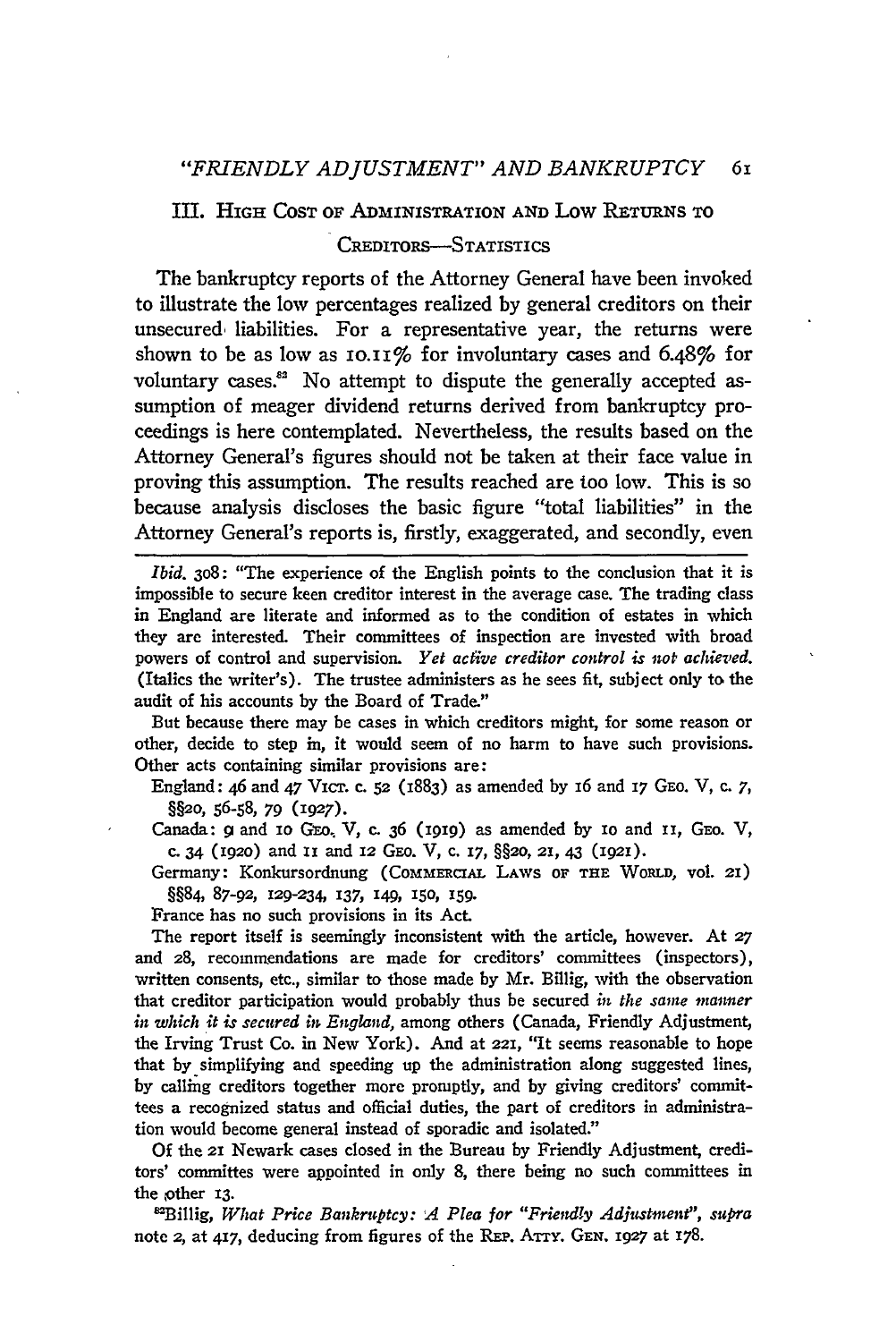## III. High Cost of Administration and Low Returns to Creditors—Statistics

The bankruptcy reports of the Attorney General have been invoked to illustrate the low percentages realized by general creditors on their unsecured liabilities. For a representative year, the returns were shown to be as low as 10.11% for involuntary cases and 6.48% for voluntary cases.[82] No attempt to dispute the generally accepted assumption of meager dividend returns derived from bankruptcy proceedings is here contemplated. Nevertheless, the results based on the Attorney General's figures should not be taken at their face value in proving this assumption. The results reached are too low. This is so because analysis discloses the basic figure "total liabilities" in the Attorney General's reports is, firstly, exaggerated, and secondly, even

---

*Ibid.* 308: "The experience of the English points to the conclusion that it is impossible to secure keen creditor interest in the average case. The trading class in England are literate and informed as to the condition of estates in which they are interested. Their committees of inspection are invested with broad powers of control and supervision. *Yet active creditor control is not achieved.* (Italics the writer's). The trustee administers as he sees fit, subject only to the audit of his accounts by the Board of Trade."

But because there may be cases in which creditors might, for some reason or other, decide to step in, it would seem of no harm to have such provisions. Other acts containing similar provisions are:

England: 46 and 47 Vict. c. 52 (1883) as amended by 16 and 17 Geo. V, c. 7, §§20, 56-58, 79 (1927).

Canada: 9 and 10 Geo. V, c. 36 (1919) as amended by 10 and 11, Geo. V, c. 34 (1920) and 11 and 12 Geo. V, c. 17, §§20, 21, 43 (1921).

Germany: Konkursordnung (Commercial Laws of the World, vol. 21) §§84, 87-92, 129-234, 137, 149, 150, 159.

France has no such provisions in its Act.

The report itself is seemingly inconsistent with the article, however. At 27 and 28, recommendations are made for creditors' committees (inspectors), written consents, etc., similar to those made by Mr. Billig, with the observation that creditor participation would probably thus be secured *in the same manner in which it is secured in England,* among others (Canada, Friendly Adjustment, the Irving Trust Co. in New York). And at 221, "It seems reasonable to hope that by simplifying and speeding up the administration along suggested lines, by calling creditors together more promptly, and by giving creditors' committees a recognized status and official duties, the part of creditors in administration would become general instead of sporadic and isolated."

Of the 21 Newark cases closed in the Bureau by Friendly Adjustment, creditors' committees were appointed in only 8, there being no such committees in the other 13.

[82]Billig, *What Price Bankruptcy: A Plea for "Friendly Adjustment", supra* note 2, at 417, deducing from figures of the Rep. Atty. Gen. 1927 at 178.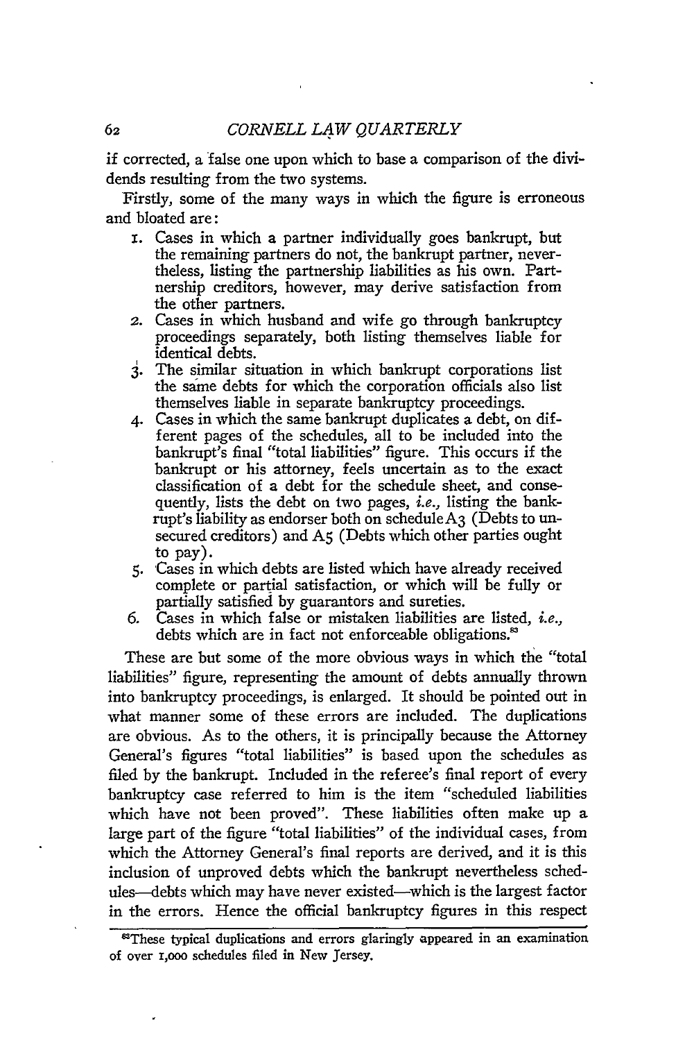if corrected, a false one upon which to base a comparison of the dividends resulting from the two systems.

Firstly, some of the many ways in which the figure is erroneous and bloated are:

1. Cases in which a partner individually goes bankrupt, but the remaining partners do not, the bankrupt partner, nevertheless, listing the partnership liabilities as his own. Partnership creditors, however, may derive satisfaction from the other partners.
2. Cases in which husband and wife go through bankruptcy proceedings separately, both listing themselves liable for identical debts.
3. The similar situation in which bankrupt corporations list the same debts for which the corporation officials also list themselves liable in separate bankruptcy proceedings.
4. Cases in which the same bankrupt duplicates a debt, on different pages of the schedules, all to be included into the bankrupt's final "total liabilities" figure. This occurs if the bankrupt or his attorney, feels uncertain as to the exact classification of a debt for the schedule sheet, and consequently, lists the debt on two pages, *i.e.*, listing the bankrupt's liability as endorser both on schedule A3 (Debts to unsecured creditors) and A5 (Debts which other parties ought to pay).
5. Cases in which debts are listed which have already received complete or partial satisfaction, or which will be fully or partially satisfied by guarantors and sureties.
6. Cases in which false or mistaken liabilities are listed, *i.e.*, debts which are in fact not enforceable obligations.[83]

These are but some of the more obvious ways in which the "total liabilities" figure, representing the amount of debts annually thrown into bankruptcy proceedings, is enlarged. It should be pointed out in what manner some of these errors are included. The duplications are obvious. As to the others, it is principally because the Attorney General's figures "total liabilities" is based upon the schedules as filed by the bankrupt. Included in the referee's final report of every bankruptcy case referred to him is the item "scheduled liabilities which have not been proved". These liabilities often make up a large part of the figure "total liabilities" of the individual cases, from which the Attorney General's final reports are derived, and it is this inclusion of unproved debts which the bankrupt nevertheless schedules—debts which may have never existed—which is the largest factor in the errors. Hence the official bankruptcy figures in this respect

[83]These typical duplications and errors glaringly appeared in an examination of over 1,000 schedules filed in New Jersey.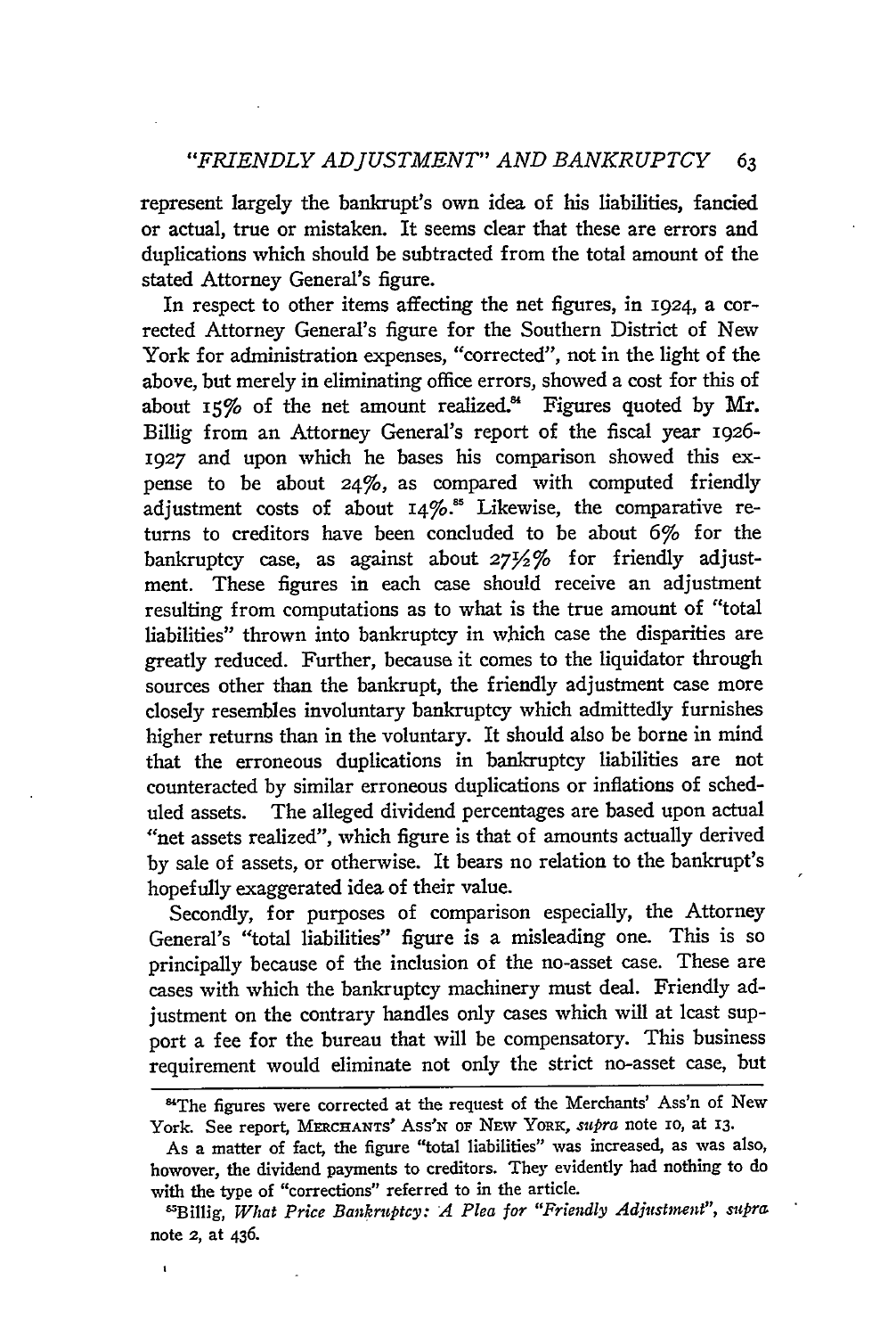represent largely the bankrupt's own idea of his liabilities, fancied or actual, true or mistaken. It seems clear that these are errors and duplications which should be subtracted from the total amount of the stated Attorney General's figure.

In respect to other items affecting the net figures, in 1924, a corrected Attorney General's figure for the Southern District of New York for administration expenses, "corrected", not in the light of the above, but merely in eliminating office errors, showed a cost for this of about 15% of the net amount realized.[84] Figures quoted by Mr. Billig from an Attorney General's report of the fiscal year 1926-1927 and upon which he bases his comparison showed this expense to be about 24%, as compared with computed friendly adjustment costs of about 14%.[85] Likewise, the comparative returns to creditors have been concluded to be about 6% for the bankruptcy case, as against about 27½% for friendly adjustment. These figures in each case should receive an adjustment resulting from computations as to what is the true amount of "total liabilities" thrown into bankruptcy in which case the disparities are greatly reduced. Further, because it comes to the liquidator through sources other than the bankrupt, the friendly adjustment case more closely resembles involuntary bankruptcy which admittedly furnishes higher returns than in the voluntary. It should also be borne in mind that the erroneous duplications in bankruptcy liabilities are not counteracted by similar erroneous duplications or inflations of scheduled assets. The alleged dividend percentages are based upon actual "net assets realized", which figure is that of amounts actually derived by sale of assets, or otherwise. It bears no relation to the bankrupt's hopefully exaggerated idea of their value.

Secondly, for purposes of comparison especially, the Attorney General's "total liabilities" figure is a misleading one. This is so principally because of the inclusion of the no-asset case. These are cases with which the bankruptcy machinery must deal. Friendly adjustment on the contrary handles only cases which will at least support a fee for the bureau that will be compensatory. This business requirement would eliminate not only the strict no-asset case, but

---

[84] The figures were corrected at the request of the Merchants' Ass'n of New York. See report, MERCHANTS' ASS'N OF NEW YORK, *supra* note 10, at 13.

As a matter of fact, the figure "total liabilities" was increased, as was also, however, the dividend payments to creditors. They evidently had nothing to do with the type of "corrections" referred to in the article.

[85] Billig, *What Price Bankruptcy: A Plea for "Friendly Adjustment"*, *supra* note 2, at 436.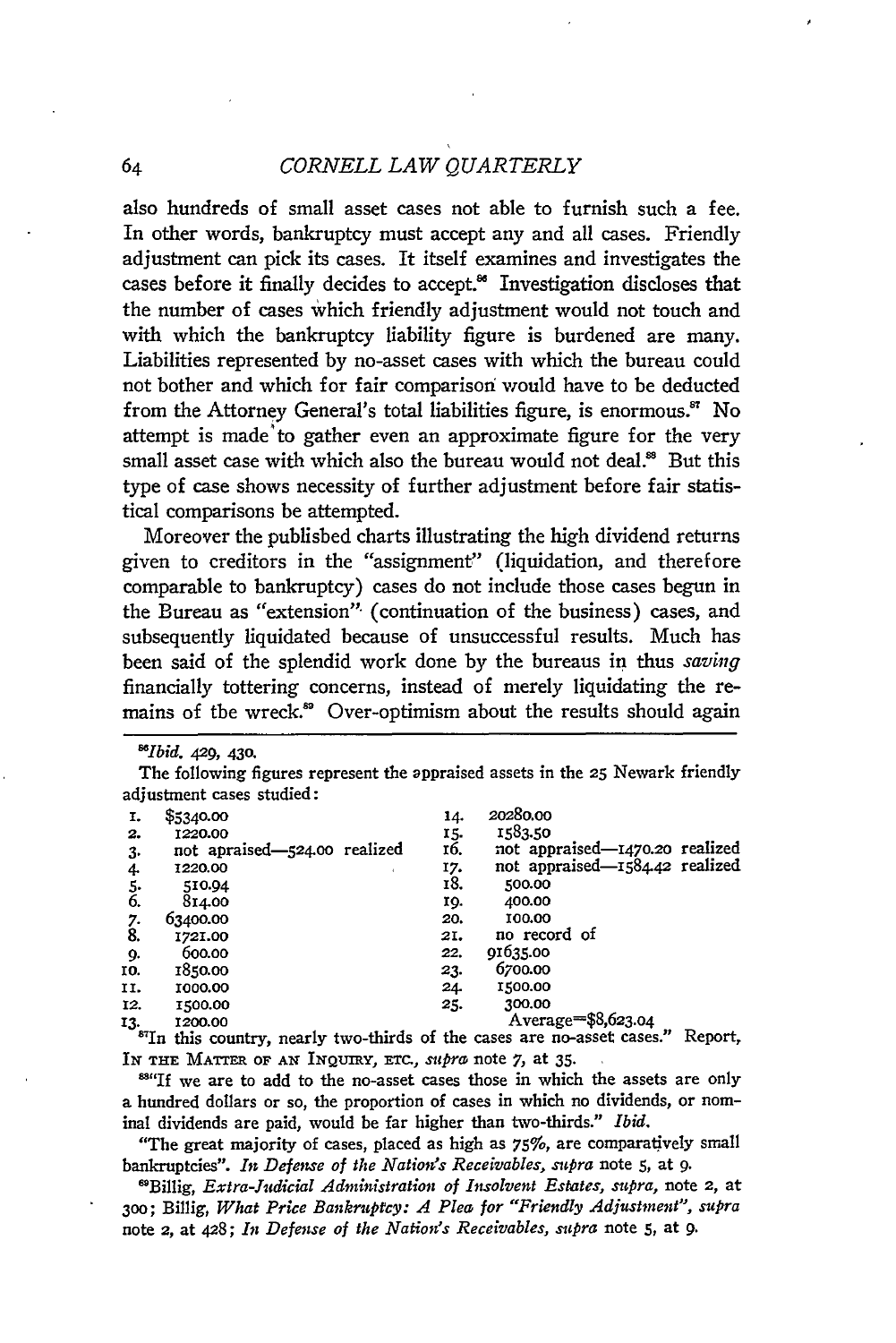also hundreds of small asset cases not able to furnish such a fee. In other words, bankruptcy must accept any and all cases. Friendly adjustment can pick its cases. It itself examines and investigates the cases before it finally decides to accept.[86] Investigation discloses that the number of cases which friendly adjustment would not touch and with which the bankruptcy liability figure is burdened are many. Liabilities represented by no-asset cases with which the bureau could not bother and which for fair comparison would have to be deducted from the Attorney General's total liabilities figure, is enormous.[87] No attempt is made to gather even an approximate figure for the very small asset case with which also the bureau would not deal.[88] But this type of case shows necessity of further adjustment before fair statistical comparisons be attempted.

Moreover the publisbed charts illustrating the high dividend returns given to creditors in the "assignment" (liquidation, and therefore comparable to bankruptcy) cases do not include those cases begun in the Bureau as "extension" (continuation of the business) cases, and subsequently liquidated because of unsuccessful results. Much has been said of the splendid work done by the bureaus in thus *saving* financially tottering concerns, instead of merely liquidating the remains of tbe wreck.[89] Over-optimism about the results should again

---

[86]*Ibid.* 429, 430.

The following figures represent the appraised assets in the 25 Newark friendly adjustment cases studied:

| | | | |
|---|---|---|---|
| 1. | $5340.00 | 14. | 20280.00 |
| 2. | 1220.00 | 15. | 1583.50 |
| 3. | not apraised—524.00 realized | 16. | not appraised—1470.20 realized |
| 4. | 1220.00 | 17. | not appraised—1584.42 realized |
| 5. | 510.94 | 18. | 500.00 |
| 6. | 814.00 | 19. | 400.00 |
| 7. | 63400.00 | 20. | 100.00 |
| 8. | 1721.00 | 21. | no record of |
| 9. | 600.00 | 22. | 91635.00 |
| 10. | 1850.00 | 23. | 6700.00 |
| 11. | 1000.00 | 24. | 1500.00 |
| 12. | 1500.00 | 25. | 300.00 |
| 13. | 1200.00 | | Average=$8,623.04 |

[87]"In this country, nearly two-thirds of the cases are no-asset cases." Report, IN THE MATTER OF AN INQUIRY, ETC., *supra* note 7, at 35.

[88]"If we are to add to the no-asset cases those in which the assets are only a hundred dollars or so, the proportion of cases in which no dividends, or nominal dividends are paid, would be far higher than two-thirds." *Ibid.*

"The great majority of cases, placed as high as 75%, are comparatively small bankruptcies". *In Defense of the Nation's Receivables, supra* note 5, at 9.

[89]Billig, *Extra-Judicial Administration of Insolvent Estates, supra*, note 2, at 300; Billig, *What Price Bankruptcy: A Plea for "Friendly Adjustment", supra* note 2, at 428; *In Defense of the Nation's Receivables, supra* note 5, at 9.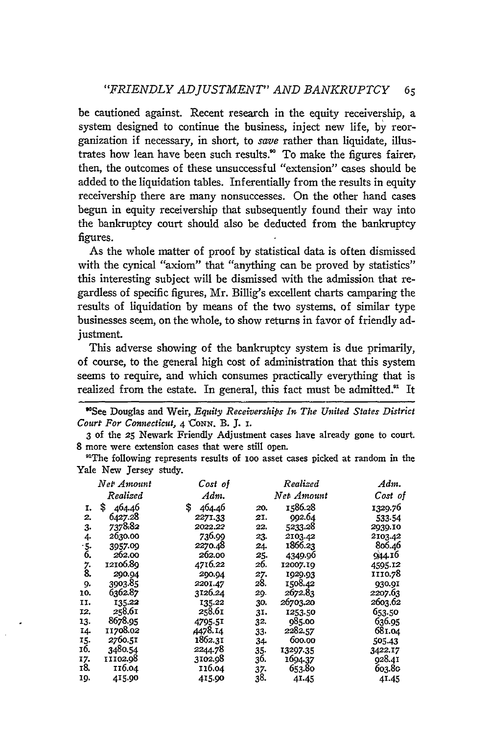be cautioned against. Recent research in the equity receivership, a system designed to continue the business, inject new life, by reorganization if necessary, in short, to *save* rather than liquidate, illustrates how lean have been such results.[90] To make the figures fairer, then, the outcomes of these unsuccessful "extension" cases should be added to the liquidation tables. Inferentially from the results in equity receivership there are many nonsuccesses. On the other hand cases begun in equity receivership that subsequently found their way into the bankruptcy court should also be deducted from the bankruptcy figures.

As the whole matter of proof by statistical data is often dismissed with the cynical "axiom" that "anything can be proved by statistics" this interesting subject will be dismissed with the admission that regardless of specific figures, Mr. Billig's excellent charts camparing the results of liquidation by means of the two systems, of similar type businesses seem, on the whole, to show returns in favor of friendly adjustment.

This adverse showing of the bankruptcy system is due primarily, of course, to the general high cost of administration that this system seems to require, and which consumes practically everything that is realized from the estate. In general, this fact must be admitted.[91] It

---

[90]See Douglas and Weir, *Equity Receiverships In The United States District Court For Connecticut*, 4 CONN. B. J. 1.

3 of the 25 Newark Friendly Adjustment cases have already gone to court. 8 more were extension cases that were still open.

[91]The following represents results of 100 asset cases picked at random in the Yale New Jersey study.

| | *Net Amount Realized* | *Cost of Adm.* | | *Realized Net Amount* | *Adm. Cost of* |
|---|---|---|---|---|---|
| 1. | $ 464.46 | $ 464.46 | 20. | 1586.28 | 1329.76 |
| 2. | 6427.28 | 2271.33 | 21. | 992.64 | 533.54 |
| 3. | 7378.82 | 2022.22 | 22. | 5233.28 | 2939.10 |
| 4. | 2630.00 | 736.99 | 23. | 2103.42 | 2103.42 |
| 5. | 3957.09 | 2270.48 | 24. | 1866.23 | 806.46 |
| 6. | 262.00 | 262.00 | 25. | 4349.96 | 944.16 |
| 7. | 12106.89 | 4716.22 | 26. | 12007.19 | 4595.12 |
| 8. | 290.94 | 290.94 | 27. | 1929.93 | 1110.78 |
| 9. | 3903.85 | 2201.47 | 28. | 1508.42 | 930.91 |
| 10. | 6362.87 | 3126.24 | 29. | 2672.83 | 2207.63 |
| 11. | 135.22 | 135.22 | 30. | 26703.20 | 2603.62 |
| 12. | 258.61 | 258.61 | 31. | 1253.50 | 653.50 |
| 13. | 8678.95 | 4795.51 | 32. | 985.00 | 636.95 |
| 14. | 11708.02 | 4478.14 | 33. | 2282.57 | 681.04 |
| 15. | 2760.51 | 1862.31 | 34. | 600.00 | 505.43 |
| 16. | 3480.54 | 2244.78 | 35. | 13297.35 | 3422.17 |
| 17. | 11102.98 | 3102.98 | 36. | 1694.37 | 928.41 |
| 18. | 116.04 | 116.04 | 37. | 653.80 | 603.80 |
| 19. | 415.90 | 415.90 | 38. | 41.45 | 41.45 |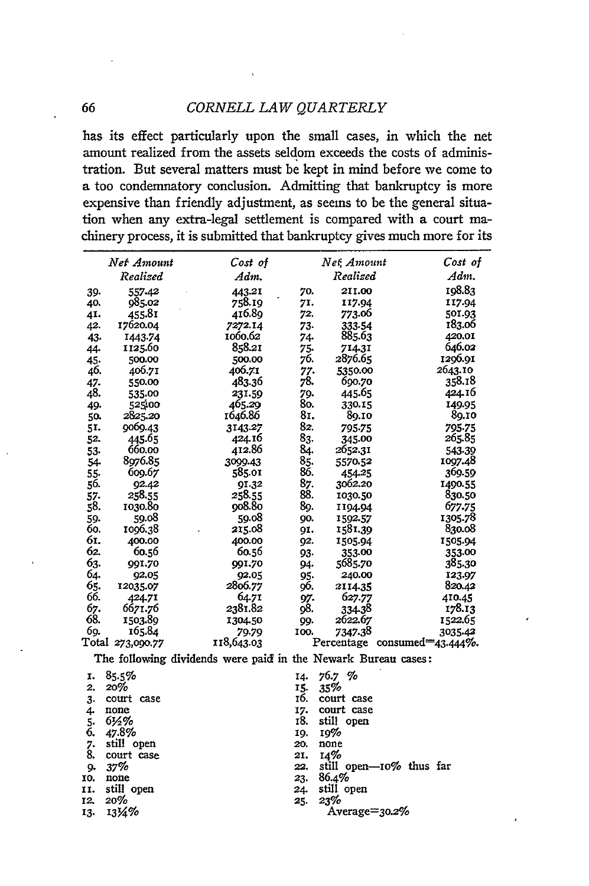has its effect particularly upon the small cases, in which the net amount realized from the assets seldom exceeds the costs of administration. But several matters must be kept in mind before we come to a too condemnatory conclusion. Admitting that bankruptcy is more expensive than friendly adjustment, as seems to be the general situation when any extra-legal settlement is compared with a court machinery process, it is submitted that bankruptcy gives much more for its

| | *Net Amount Realized* | *Cost of Adm.* | | *Net Amount Realized* | *Cost of Adm.* |
|---|---|---|---|---|---|
| 39. | 557.42 | 443.21 | 70. | 211.00 | 198.83 |
| 40. | 985.02 | 758.19 | 71. | 117.94 | 117.94 |
| 41. | 455.81 | 416.89 | 72. | 773.06 | 501.93 |
| 42. | 17620.04 | 7272.14 | 73. | 333.54 | 183.06 |
| 43. | 1443.74 | 1060.62 | 74. | 885.63 | 420.01 |
| 44. | 1125.60 | 858.21 | 75. | 714.31 | 646.02 |
| 45. | 500.00 | 500.00 | 76. | 2876.65 | 1296.91 |
| 46. | 406.71 | 406.71 | 77. | 5350.00 | 2643.10 |
| 47. | 550.00 | 483.36 | 78. | 690.70 | 358.18 |
| 48. | 535.00 | 231.59 | 79. | 445.65 | 424.16 |
| 49. | 525.00 | 465.29 | 80. | 330.15 | 149.95 |
| 50. | 2825.20 | 1646.86 | 81. | 89.10 | 89.10 |
| 51. | 9069.43 | 3143.27 | 82. | 795.75 | 795.75 |
| 52. | 445.65 | 424.16 | 83. | 345.00 | 265.85 |
| 53. | 660.00 | 412.86 | 84. | 2652.31 | 543.39 |
| 54. | 8976.85 | 3099.43 | 85. | 5570.52 | 1097.48 |
| 55. | 609.67 | 585.01 | 86. | 454.25 | 369.59 |
| 56. | 92.42 | 91.32 | 87. | 3062.20 | 1490.55 |
| 57. | 258.55 | 258.55 | 88. | 1030.50 | 830.50 |
| 58. | 1030.80 | 908.80 | 89. | 1194.94 | 677.75 |
| 59. | 59.08 | 59.08 | 90. | 1592.57 | 1305.78 |
| 60. | 1096.38 | 215.08 | 91. | 1581.39 | 830.08 |
| 61. | 400.00 | 400.00 | 92. | 1505.94 | 1505.94 |
| 62. | 60.56 | 60.56 | 93. | 353.00 | 353.00 |
| 63. | 991.70 | 991.70 | 94. | 5685.70 | 385.30 |
| 64. | 92.05 | 92.05 | 95. | 240.00 | 123.97 |
| 65. | 12035.07 | 2806.77 | 96. | 2114.35 | 820.42 |
| 66. | 424.71 | 64.71 | 97. | 627.77 | 410.45 |
| 67. | 6671.76 | 2381.82 | 98. | 334.38 | 178.13 |
| 68. | 1503.89 | 1304.50 | 99. | 2622.67 | 1522.65 |
| 69. | 165.84 | 79.79 | 100. | 7347.38 | 3035.42 |
| Total | 273,090.77 | 118,643.03 | | Percentage consumed=43.444%. | |

The following dividends were paid in the Newark Bureau cases:

1. 85.5%
2. 20%
3. court case
4. none
5. 6½%
6. 47.8%
7. still open
8. court case
9. 37%
10. none
11. still open
12. 20%
13. 13¼%
14. 76.7 %
15. 35%
16. court case
17. court case
18. still open
19. 19%
20. none
21. 14%
22. still open—10% thus far
23. 86.4%
24. still open
25. 23%

Average=30.2%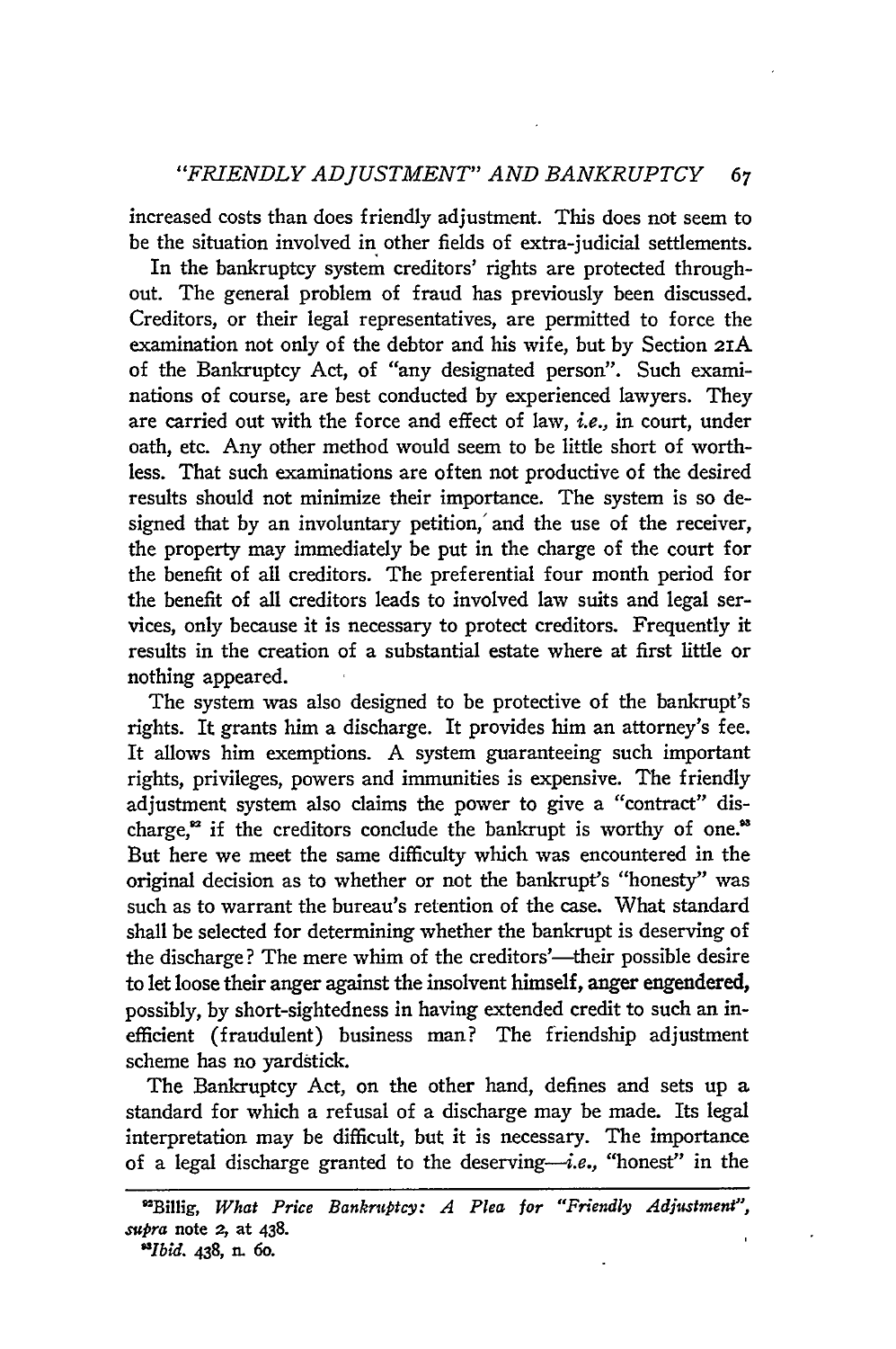increased costs than does friendly adjustment. This does not seem to be the situation involved in other fields of extra-judicial settlements.

In the bankruptcy system creditors' rights are protected throughout. The general problem of fraud has previously been discussed. Creditors, or their legal representatives, are permitted to force the examination not only of the debtor and his wife, but by Section 21A of the Bankruptcy Act, of "any designated person". Such examinations of course, are best conducted by experienced lawyers. They are carried out with the force and effect of law, *i.e.*, in court, under oath, etc. Any other method would seem to be little short of worthless. That such examinations are often not productive of the desired results should not minimize their importance. The system is so designed that by an involuntary petition, and the use of the receiver, the property may immediately be put in the charge of the court for the benefit of all creditors. The preferential four month period for the benefit of all creditors leads to involved law suits and legal services, only because it is necessary to protect creditors. Frequently it results in the creation of a substantial estate where at first little or nothing appeared.

The system was also designed to be protective of the bankrupt's rights. It grants him a discharge. It provides him an attorney's fee. It allows him exemptions. A system guaranteeing such important rights, privileges, powers and immunities is expensive. The friendly adjustment system also claims the power to give a "contract" discharge,[82] if the creditors conclude the bankrupt is worthy of one.[83] But here we meet the same difficulty which was encountered in the original decision as to whether or not the bankrupt's "honesty" was such as to warrant the bureau's retention of the case. What standard shall be selected for determining whether the bankrupt is deserving of the discharge? The mere whim of the creditors'—their possible desire to let loose their anger against the insolvent himself, anger engendered, possibly, by short-sightedness in having extended credit to such an inefficient (fraudulent) business man? The friendship adjustment scheme has no yardstick.

The Bankruptcy Act, on the other hand, defines and sets up a standard for which a refusal of a discharge may be made. Its legal interpretation may be difficult, but it is necessary. The importance of a legal discharge granted to the deserving—*i.e.*, "honest" in the

---

[82] Billig, *What Price Bankruptcy: A Plea for "Friendly Adjustment"*, *supra* note 2, at 438.

[83] *Ibid.* 438, n. 60.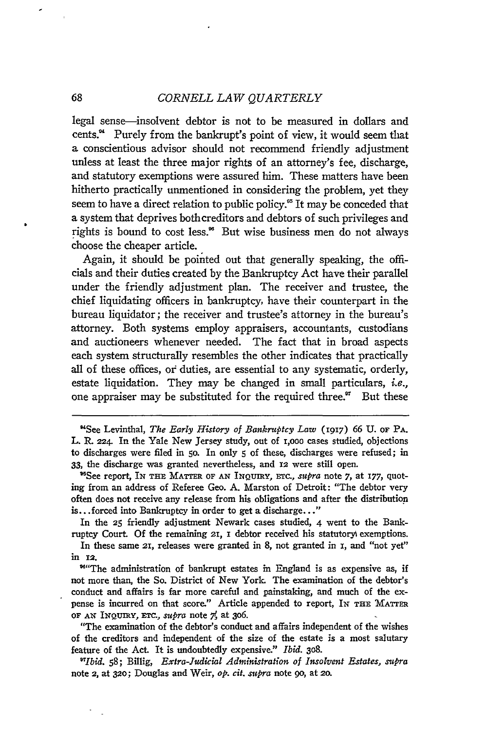legal sense—insolvent debtor is not to be measured in dollars and cents.[94] Purely from the bankrupt's point of view, it would seem that a conscientious advisor should not recommend friendly adjustment unless at least the three major rights of an attorney's fee, discharge, and statutory exemptions were assured him. These matters have been hitherto practically unmentioned in considering the problem, yet they seem to have a direct relation to public policy.[95] It may be conceded that a system that deprives both creditors and debtors of such privileges and rights is bound to cost less.[96] But wise business men do not always choose the cheaper article.

Again, it should be pointed out that generally speaking, the officials and their duties created by the Bankruptcy Act have their parallel under the friendly adjustment plan. The receiver and trustee, the chief liquidating officers in bankruptcy, have their counterpart in the bureau liquidator; the receiver and trustee's attorney in the bureau's attorney. Both systems employ appraisers, accountants, custodians and auctioneers whenever needed. The fact that in broad aspects each system structurally resembles the other indicates that practically all of these offices, or duties, are essential to any systematic, orderly, estate liquidation. They may be changed in small particulars, *i.e.*, one appraiser may be substituted for the required three.[97] But these

---

[94]See Levinthal, *The Early History of Bankruptcy Law* (1917) 66 U. OF PA. L. R. 224. In the Yale New Jersey study, out of 1,000 cases studied, objections to discharges were filed in 50. In only 5 of these, discharges were refused; in 33, the discharge was granted nevertheless, and 12 were still open.

[95]See report, IN THE MATTER OF AN INQUIRY, ETC., *supra* note 7, at 177, quoting from an address of Referee Geo. A. Marston of Detroit: "The debtor very often does not receive any release from his obligations and after the distribution is...forced into Bankruptcy in order to get a discharge..."

In the 25 friendly adjustment Newark cases studied, 4 went to the Bankruptcy Court. Of the remaining 21, 1 debtor received his statutory exemptions.

In these same 21, releases were granted in 8, not granted in 1, and "not yet" in 12.

[96]"The administration of bankrupt estates in England is as expensive as, if not more than, the So. District of New York. The examination of the debtor's conduct and affairs is far more careful and painstaking, and much of the expense is incurred on that score." Article appended to report, IN THE MATTER OF AN INQUIRY, ETC., *supra* note 7, at 306.

"The examination of the debtor's conduct and affairs independent of the wishes of the creditors and independent of the size of the estate is a most salutary feature of the Act. It is undoubtedly expensive." *Ibid.* 308.

[97]*Ibid.* 58; Billig, *Extra-Judicial Administration of Insolvent Estates*, *supra* note 2, at 320; Douglas and Weir, *op. cit. supra* note 90, at 20.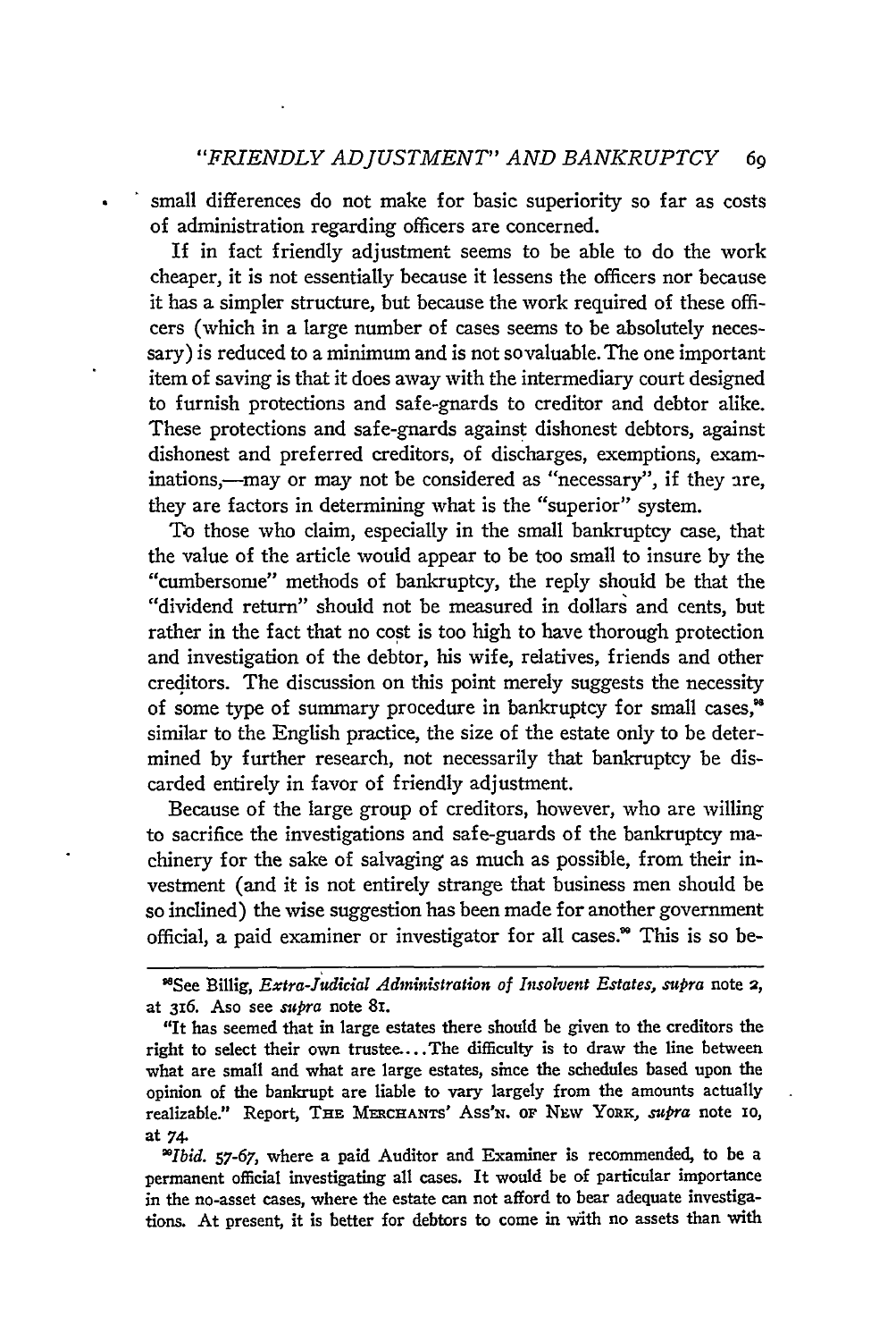small differences do not make for basic superiority so far as costs of administration regarding officers are concerned.

If in fact friendly adjustment seems to be able to do the work cheaper, it is not essentially because it lessens the officers nor because it has a simpler structure, but because the work required of these officers (which in a large number of cases seems to be absolutely necessary) is reduced to a minimum and is not so valuable. The one important item of saving is that it does away with the intermediary court designed to furnish protections and safe-guards to creditor and debtor alike. These protections and safe-guards against dishonest debtors, against dishonest and preferred creditors, of discharges, exemptions, examinations,—may or may not be considered as "necessary", if they are, they are factors in determining what is the "superior" system.

To those who claim, especially in the small bankruptcy case, that the value of the article would appear to be too small to insure by the "cumbersome" methods of bankruptcy, the reply should be that the "dividend return" should not be measured in dollars and cents, but rather in the fact that no cost is too high to have thorough protection and investigation of the debtor, his wife, relatives, friends and other creditors. The discussion on this point merely suggests the necessity of some type of summary procedure in bankruptcy for small cases,[98] similar to the English practice, the size of the estate only to be determined by further research, not necessarily that bankruptcy be discarded entirely in favor of friendly adjustment.

Because of the large group of creditors, however, who are willing to sacrifice the investigations and safe-guards of the bankruptcy machinery for the sake of salvaging as much as possible, from their investment (and it is not entirely strange that business men should be so inclined) the wise suggestion has been made for another government official, a paid examiner or investigator for all cases.[99] This is so be-

---

[98] See Billig, *Extra-Judicial Administration of Insolvent Estates, supra* note 2, at 316. Aso see *supra* note 81.

"It has seemed that in large estates there should be given to the creditors the right to select their own trustee.... The difficulty is to draw the line between what are small and what are large estates, since the schedules based upon the opinion of the bankrupt are liable to vary largely from the amounts actually realizable." Report, THE MERCHANTS' ASS'N. OF NEW YORK, *supra* note 10, at 74.

[99] *Ibid.* 57-67, where a paid Auditor and Examiner is recommended, to be a permanent official investigating all cases. It would be of particular importance in the no-asset cases, where the estate can not afford to bear adequate investigations. At present, it is better for debtors to come in with no assets than with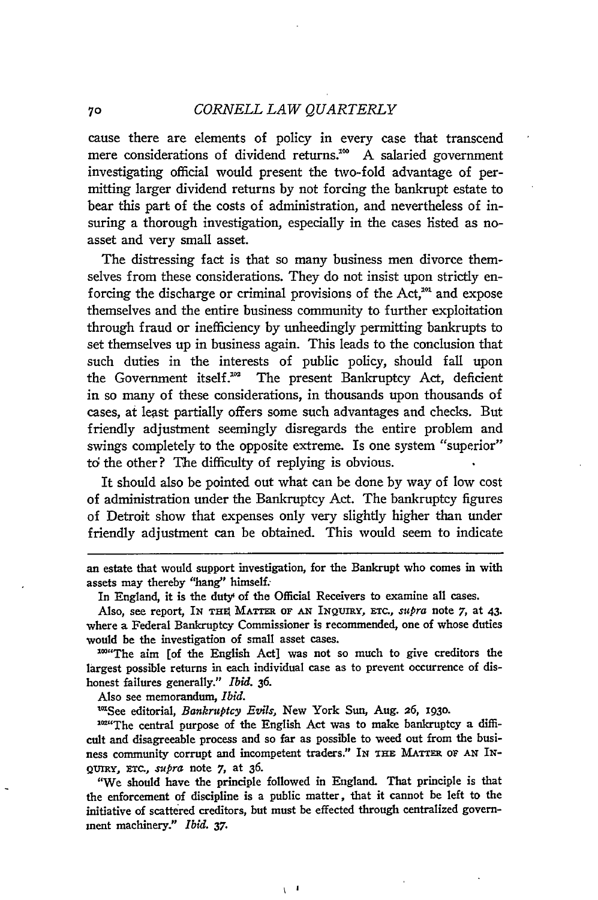cause there are elements of policy in every case that transcend mere considerations of dividend returns.[100] A salaried government investigating official would present the two-fold advantage of permitting larger dividend returns by not forcing the bankrupt estate to bear this part of the costs of administration, and nevertheless of insuring a thorough investigation, especially in the cases listed as no-asset and very small asset.

The distressing fact is that so many business men divorce themselves from these considerations. They do not insist upon strictly enforcing the discharge or criminal provisions of the Act,[101] and expose themselves and the entire business community to further exploitation through fraud or inefficiency by unheedingly permitting bankrupts to set themselves up in business again. This leads to the conclusion that such duties in the interests of public policy, should fall upon the Government itself.[102] The present Bankruptcy Act, deficient in so many of these considerations, in thousands upon thousands of cases, at least partially offers some such advantages and checks. But friendly adjustment seemingly disregards the entire problem and swings completely to the opposite extreme. Is one system "superior" to the other? The difficulty of replying is obvious.

It should also be pointed out what can be done by way of low cost of administration under the Bankruptcy Act. The bankruptcy figures of Detroit show that expenses only very slightly higher than under friendly adjustment can be obtained. This would seem to indicate

---

an estate that would support investigation, for the Bankrupt who comes in with assets may thereby "hang" himself.

In England, it is the duty of the Official Receivers to examine all cases.

Also, see report, IN THE MATTER OF AN INQUIRY, ETC., *supra* note 7, at 43. where a Federal Bankruptcy Commissioner is recommended, one of whose duties would be the investigation of small asset cases.

[100]"The aim [of the English Act] was not so much to give creditors the largest possible returns in each individual case as to prevent occurrence of dishonest failures generally." *Ibid.* 36.

Also see memorandum, *Ibid.*

[101]See editorial, *Bankruptcy Evils*, New York Sun, Aug. 26, 1930.

[102]"The central purpose of the English Act was to make bankruptcy a difficult and disagreeable process and so far as possible to weed out from the business community corrupt and incompetent traders." IN THE MATTER OF AN INQUIRY, ETC., *supra* note 7, at 36.

"We should have the principle followed in England. That principle is that the enforcement of discipline is a public matter, that it cannot be left to the initiative of scattered creditors, but must be effected through centralized government machinery." *Ibid.* 37.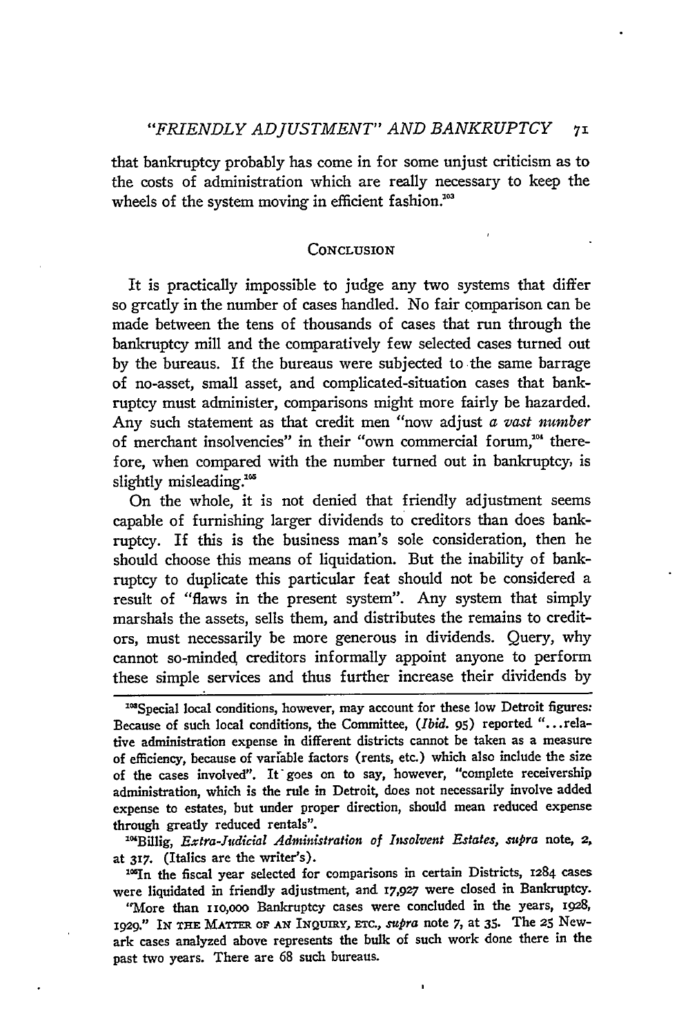that bankruptcy probably has come in for some unjust criticism as to the costs of administration which are really necessary to keep the wheels of the system moving in efficient fashion.[103]

## Conclusion

It is practically impossible to judge any two systems that differ so greatly in the number of cases handled. No fair comparison can be made between the tens of thousands of cases that run through the bankruptcy mill and the comparatively few selected cases turned out by the bureaus. If the bureaus were subjected to the same barrage of no-asset, small asset, and complicated-situation cases that bankruptcy must administer, comparisons might more fairly be hazarded. Any such statement as that credit men "now adjust *a vast number* of merchant insolvencies" in their "own commercial forum,[104] therefore, when compared with the number turned out in bankruptcy, is slightly misleading.[105]

On the whole, it is not denied that friendly adjustment seems capable of furnishing larger dividends to creditors than does bankruptcy. If this is the business man's sole consideration, then he should choose this means of liquidation. But the inability of bankruptcy to duplicate this particular feat should not be considered a result of "flaws in the present system". Any system that simply marshals the assets, sells them, and distributes the remains to creditors, must necessarily be more generous in dividends. Query, why cannot so-minded creditors informally appoint anyone to perform these simple services and thus further increase their dividends by

---

[103]Special local conditions, however, may account for these low Detroit figures: Because of such local conditions, the Committee, (*Ibid.* 95) reported "...relative administration expense in different districts cannot be taken as a measure of efficiency, because of variable factors (rents, etc.) which also include the size of the cases involved". It goes on to say, however, "complete receivership administration, which is the rule in Detroit, does not necessarily involve added expense to estates, but under proper direction, should mean reduced expense through greatly reduced rentals".

[104]Billig, *Extra-Judicial Administration of Insolvent Estates*, *supra* note, 2, at 317. (Italics are the writer's).

[105]In the fiscal year selected for comparisons in certain Districts, 1284 cases were liquidated in friendly adjustment, and 17,927 were closed in Bankruptcy.

"More than 110,000 Bankruptcy cases were concluded in the years, 1928, 1929." In the Matter of an Inquiry, etc., *supra* note 7, at 35. The 25 Newark cases analyzed above represents the bulk of such work done there in the past two years. There are 68 such bureaus.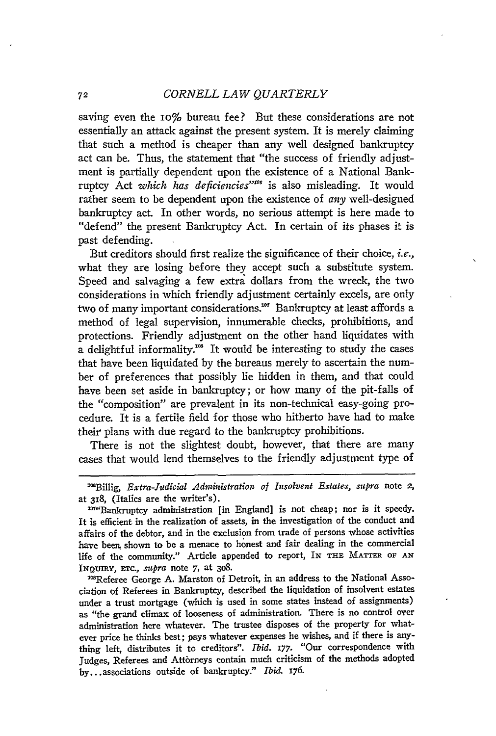saving even the 10% bureau fee? But these considerations are not essentially an attack against the present system. It is merely claiming that such a method is cheaper than any well designed bankruptcy act can be. Thus, the statement that "the success of friendly adjustment is partially dependent upon the existence of a National Bankruptcy Act *which has deficiencies*"[106] is also misleading. It would rather seem to be dependent upon the existence of *any* well-designed bankruptcy act. In other words, no serious attempt is here made to "defend" the present Bankruptcy Act. In certain of its phases it is past defending.

But creditors should first realize the significance of their choice, *i.e.*, what they are losing before they accept such a substitute system. Speed and salvaging a few extra dollars from the wreck, the two considerations in which friendly adjustment certainly excels, are only two of many important considerations.[107] Bankruptcy at least affords a method of legal supervision, innumerable checks, prohibitions, and protections. Friendly adjustment on the other hand liquidates with a delightful informality.[108] It would be interesting to study the cases that have been liquidated by the bureaus merely to ascertain the number of preferences that possibly lie hidden in them, and that could have been set aside in bankruptcy; or how many of the pit-falls of the "composition" are prevalent in its non-technical easy-going procedure. It is a fertile field for those who hitherto have had to make their plans with due regard to the bankruptcy prohibitions.

There is not the slightest doubt, however, that there are many cases that would lend themselves to the friendly adjustment type of

---

[106]Billig, *Extra-Judicial Administration of Insolvent Estates*, *supra* note 2, at 318, (Italics are the writer's).

[107]"Bankruptcy administration [in England] is not cheap; nor is it speedy. It is efficient in the realization of assets, in the investigation of the conduct and affairs of the debtor, and in the exclusion from trade of persons whose activities have been shown to be a menace to honest and fair dealing in the commercial life of the community." Article appended to report, IN THE MATTER OF AN INQUIRY, ETC., *supra* note 7, at 308.

[108]Referee George A. Marston of Detroit, in an address to the National Association of Referees in Bankruptcy, described the liquidation of insolvent estates under a trust mortgage (which is used in some states instead of assignments) as "the grand climax of looseness of administration. There is no control over administration here whatever. The trustee disposes of the property for whatever price he thinks best; pays whatever expenses he wishes, and if there is anything left, distributes it to creditors". *Ibid.* 177. "Our correspondence with Judges, Referees and Attorneys contain much criticism of the methods adopted by...associations outside of bankruptcy." *Ibid.* 176.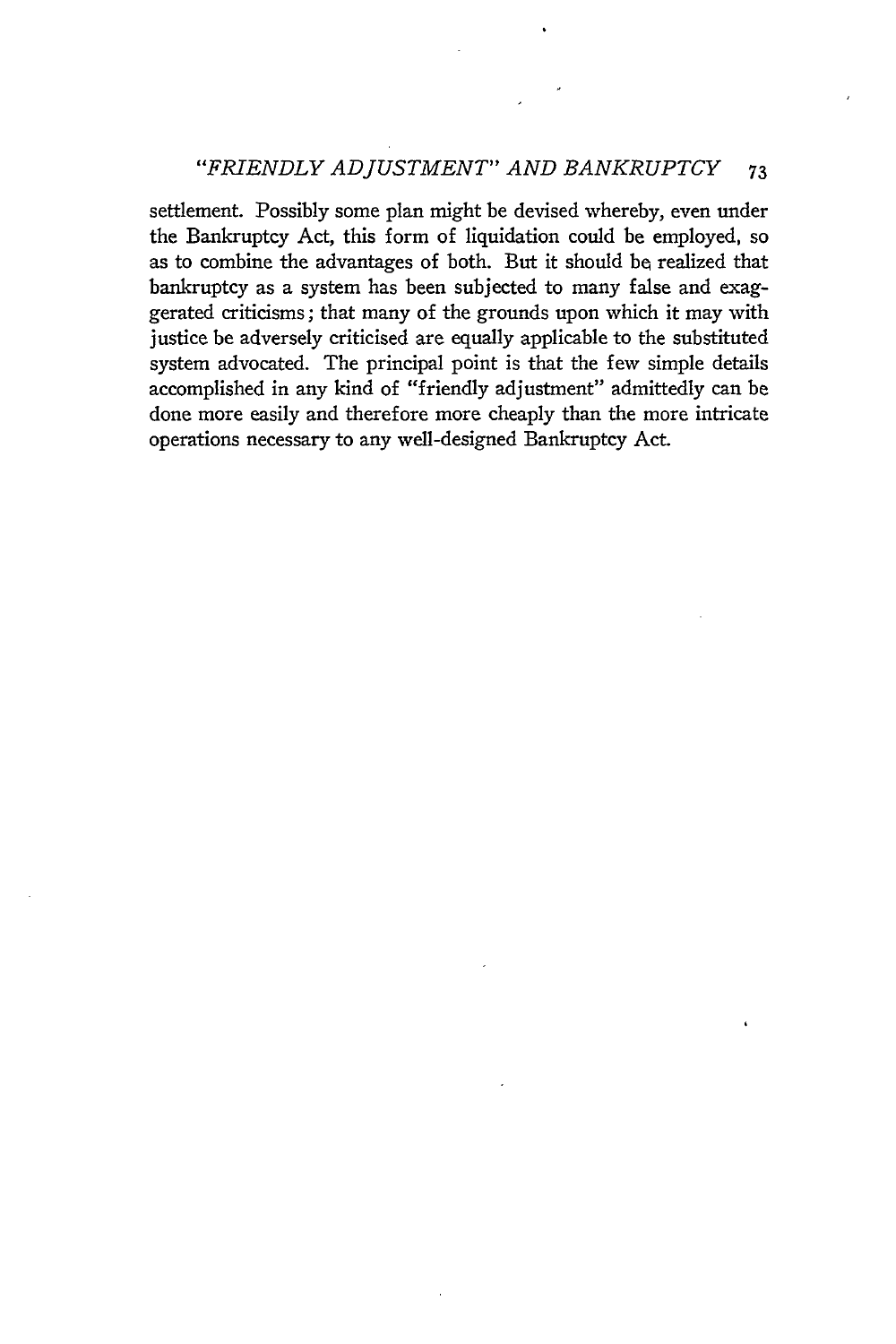settlement. Possibly some plan might be devised whereby, even under the Bankruptcy Act, this form of liquidation could be employed, so as to combine the advantages of both. But it should be realized that bankruptcy as a system has been subjected to many false and exaggerated criticisms; that many of the grounds upon which it may with justice be adversely criticised are equally applicable to the substituted system advocated. The principal point is that the few simple details accomplished in any kind of "friendly adjustment" admittedly can be done more easily and therefore more cheaply than the more intricate operations necessary to any well-designed Bankruptcy Act.